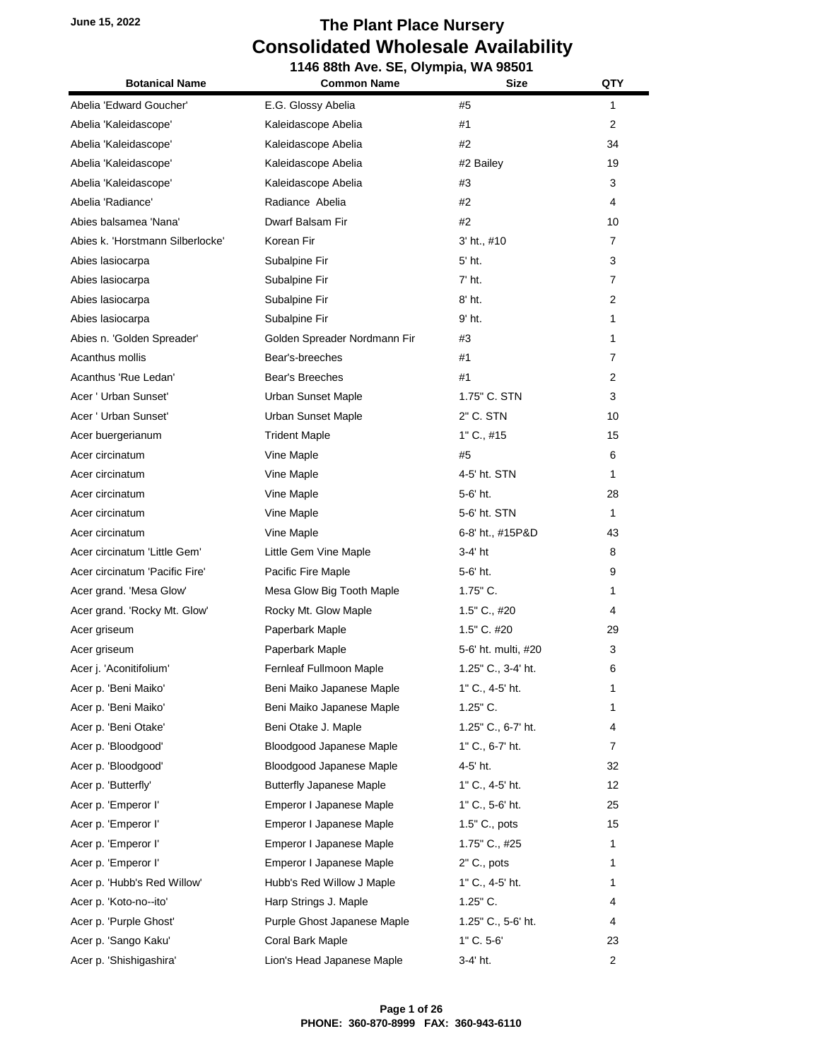June 15, 2022

# The Plant Place Nursery
## Consolidated Wholesale Availability
### 1146 88th Ave. SE, Olympia, WA 98501

| Botanical Name | Common Name | Size | QTY |
|---|---|---|---|
| Abelia 'Edward Goucher' | E.G. Glossy Abelia | #5 | 1 |
| Abelia 'Kaleidascope' | Kaleidascope Abelia | #1 | 2 |
| Abelia 'Kaleidascope' | Kaleidascope Abelia | #2 | 34 |
| Abelia 'Kaleidascope' | Kaleidascope Abelia | #2 Bailey | 19 |
| Abelia 'Kaleidascope' | Kaleidascope Abelia | #3 | 3 |
| Abelia 'Radiance' | Radiance Abelia | #2 | 4 |
| Abies balsamea 'Nana' | Dwarf Balsam Fir | #2 | 10 |
| Abies k. 'Horstmann Silberlocke' | Korean Fir | 3' ht., #10 | 7 |
| Abies lasiocarpa | Subalpine Fir | 5' ht. | 3 |
| Abies lasiocarpa | Subalpine Fir | 7' ht. | 7 |
| Abies lasiocarpa | Subalpine Fir | 8' ht. | 2 |
| Abies lasiocarpa | Subalpine Fir | 9' ht. | 1 |
| Abies n. 'Golden Spreader' | Golden Spreader Nordmann Fir | #3 | 1 |
| Acanthus mollis | Bear's-breeches | #1 | 7 |
| Acanthus 'Rue Ledan' | Bear's Breeches | #1 | 2 |
| Acer ' Urban Sunset' | Urban Sunset Maple | 1.75" C. STN | 3 |
| Acer ' Urban Sunset' | Urban Sunset Maple | 2" C. STN | 10 |
| Acer buergerianum | Trident Maple | 1" C., #15 | 15 |
| Acer circinatum | Vine Maple | #5 | 6 |
| Acer circinatum | Vine Maple | 4-5' ht. STN | 1 |
| Acer circinatum | Vine Maple | 5-6' ht. | 28 |
| Acer circinatum | Vine Maple | 5-6' ht. STN | 1 |
| Acer circinatum | Vine Maple | 6-8' ht., #15P&D | 43 |
| Acer circinatum 'Little Gem' | Little Gem Vine Maple | 3-4' ht | 8 |
| Acer circinatum 'Pacific Fire' | Pacific Fire Maple | 5-6' ht. | 9 |
| Acer grand. 'Mesa Glow' | Mesa Glow Big Tooth Maple | 1.75" C. | 1 |
| Acer grand. 'Rocky Mt. Glow' | Rocky Mt. Glow Maple | 1.5" C., #20 | 4 |
| Acer griseum | Paperbark Maple | 1.5" C. #20 | 29 |
| Acer griseum | Paperbark Maple | 5-6' ht. multi, #20 | 3 |
| Acer j. 'Aconitifolium' | Fernleaf Fullmoon Maple | 1.25" C., 3-4' ht. | 6 |
| Acer p. 'Beni Maiko' | Beni Maiko Japanese Maple | 1" C., 4-5' ht. | 1 |
| Acer p. 'Beni Maiko' | Beni Maiko Japanese Maple | 1.25" C. | 1 |
| Acer p. 'Beni Otake' | Beni Otake J. Maple | 1.25" C., 6-7' ht. | 4 |
| Acer p. 'Bloodgood' | Bloodgood Japanese Maple | 1" C., 6-7' ht. | 7 |
| Acer p. 'Bloodgood' | Bloodgood Japanese Maple | 4-5' ht. | 32 |
| Acer p. 'Butterfly' | Butterfly Japanese Maple | 1" C., 4-5' ht. | 12 |
| Acer p. 'Emperor I' | Emperor I Japanese Maple | 1" C., 5-6' ht. | 25 |
| Acer p. 'Emperor I' | Emperor I Japanese Maple | 1.5" C., pots | 15 |
| Acer p. 'Emperor I' | Emperor I Japanese Maple | 1.75" C., #25 | 1 |
| Acer p. 'Emperor I' | Emperor I Japanese Maple | 2" C., pots | 1 |
| Acer p. 'Hubb's Red Willow' | Hubb's Red Willow J Maple | 1" C., 4-5' ht. | 1 |
| Acer p. 'Koto-no--ito' | Harp Strings J. Maple | 1.25" C. | 4 |
| Acer p. 'Purple Ghost' | Purple Ghost Japanese Maple | 1.25" C., 5-6' ht. | 4 |
| Acer p. 'Sango Kaku' | Coral Bark Maple | 1" C. 5-6' | 23 |
| Acer p. 'Shishigashira' | Lion's Head Japanese Maple | 3-4' ht. | 2 |

PHONE: 360-870-8999 FAX: 360-943-6110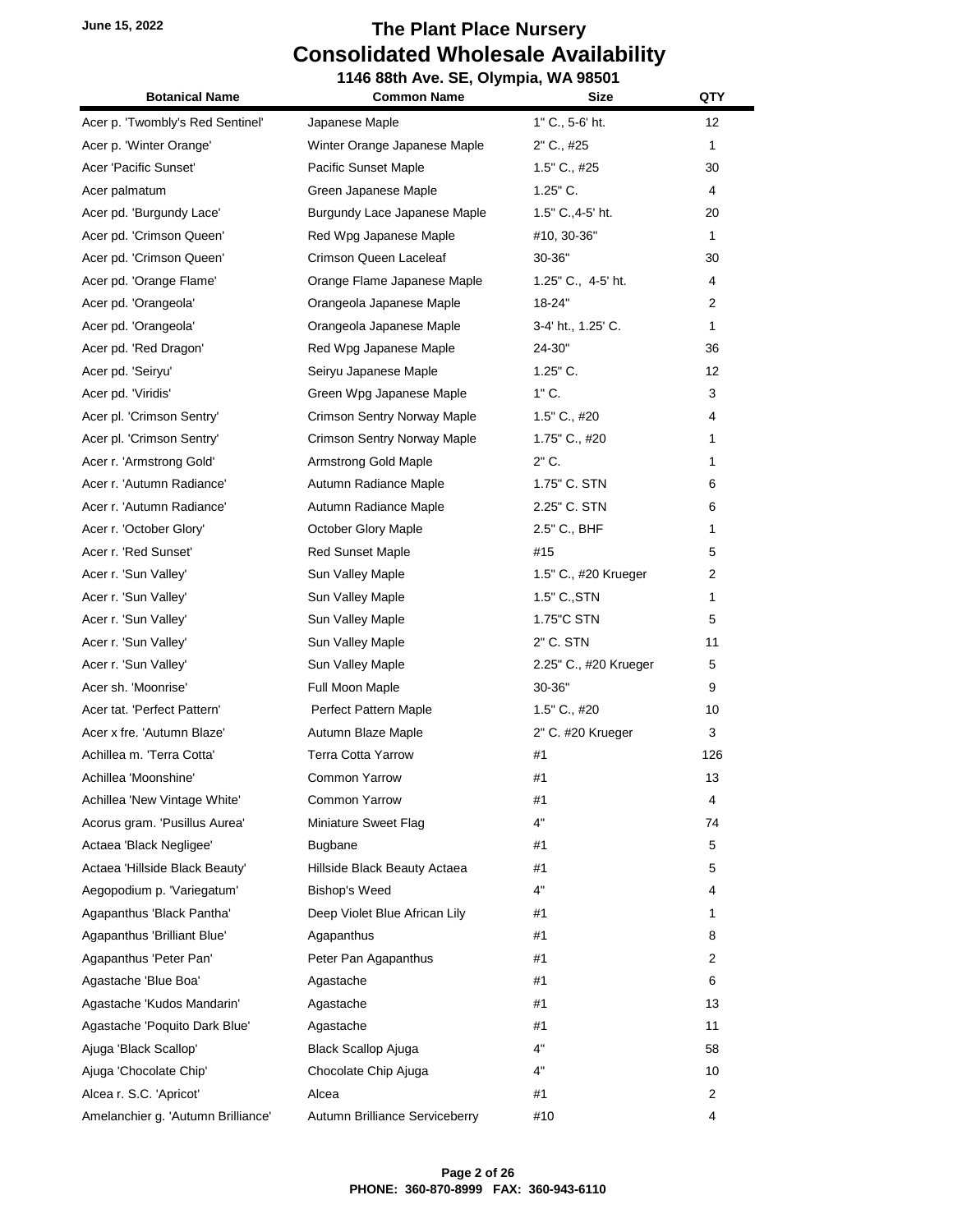June 15, 2022

# The Plant Place Nursery
## Consolidated Wholesale Availability
### 1146 88th Ave. SE, Olympia, WA 98501

| Botanical Name | Common Name | Size | QTY |
|---|---|---|---|
| Acer p. 'Twombly's Red Sentinel' | Japanese Maple | 1" C., 5-6' ht. | 12 |
| Acer p. 'Winter Orange' | Winter Orange Japanese Maple | 2" C., #25 | 1 |
| Acer 'Pacific Sunset' | Pacific Sunset Maple | 1.5" C., #25 | 30 |
| Acer palmatum | Green Japanese Maple | 1.25" C. | 4 |
| Acer pd. 'Burgundy Lace' | Burgundy Lace Japanese Maple | 1.5" C.,4-5' ht. | 20 |
| Acer pd. 'Crimson Queen' | Red Wpg Japanese Maple | #10, 30-36" | 1 |
| Acer pd. 'Crimson Queen' | Crimson Queen Laceleaf | 30-36" | 30 |
| Acer pd. 'Orange Flame' | Orange Flame Japanese Maple | 1.25" C., 4-5' ht. | 4 |
| Acer pd. 'Orangeola' | Orangeola Japanese Maple | 18-24" | 2 |
| Acer pd. 'Orangeola' | Orangeola Japanese Maple | 3-4' ht., 1.25' C. | 1 |
| Acer pd. 'Red Dragon' | Red Wpg Japanese Maple | 24-30" | 36 |
| Acer pd. 'Seiryu' | Seiryu Japanese Maple | 1.25" C. | 12 |
| Acer pd. 'Viridis' | Green Wpg Japanese Maple | 1" C. | 3 |
| Acer pl. 'Crimson Sentry' | Crimson Sentry Norway Maple | 1.5" C., #20 | 4 |
| Acer pl. 'Crimson Sentry' | Crimson Sentry Norway Maple | 1.75" C., #20 | 1 |
| Acer r. 'Armstrong Gold' | Armstrong Gold Maple | 2" C. | 1 |
| Acer r. 'Autumn Radiance' | Autumn Radiance Maple | 1.75" C. STN | 6 |
| Acer r. 'Autumn Radiance' | Autumn Radiance Maple | 2.25" C. STN | 6 |
| Acer r. 'October Glory' | October Glory Maple | 2.5" C., BHF | 1 |
| Acer r. 'Red Sunset' | Red Sunset Maple | #15 | 5 |
| Acer r. 'Sun Valley' | Sun Valley Maple | 1.5" C., #20 Krueger | 2 |
| Acer r. 'Sun Valley' | Sun Valley Maple | 1.5" C.,STN | 1 |
| Acer r. 'Sun Valley' | Sun Valley Maple | 1.75"C STN | 5 |
| Acer r. 'Sun Valley' | Sun Valley Maple | 2" C. STN | 11 |
| Acer r. 'Sun Valley' | Sun Valley Maple | 2.25" C., #20 Krueger | 5 |
| Acer sh. 'Moonrise' | Full Moon Maple | 30-36" | 9 |
| Acer tat. 'Perfect Pattern' | Perfect Pattern Maple | 1.5" C., #20 | 10 |
| Acer x fre. 'Autumn Blaze' | Autumn Blaze Maple | 2" C. #20 Krueger | 3 |
| Achillea m. 'Terra Cotta' | Terra Cotta Yarrow | #1 | 126 |
| Achillea 'Moonshine' | Common Yarrow | #1 | 13 |
| Achillea 'New Vintage White' | Common Yarrow | #1 | 4 |
| Acorus gram. 'Pusillus Aurea' | Miniature Sweet Flag | 4" | 74 |
| Actaea 'Black Negligee' | Bugbane | #1 | 5 |
| Actaea 'Hillside Black Beauty' | Hillside Black Beauty Actaea | #1 | 5 |
| Aegopodium p. 'Variegatum' | Bishop's Weed | 4" | 4 |
| Agapanthus 'Black Pantha' | Deep Violet Blue African Lily | #1 | 1 |
| Agapanthus 'Brilliant Blue' | Agapanthus | #1 | 8 |
| Agapanthus 'Peter Pan' | Peter Pan Agapanthus | #1 | 2 |
| Agastache 'Blue Boa' | Agastache | #1 | 6 |
| Agastache 'Kudos Mandarin' | Agastache | #1 | 13 |
| Agastache 'Poquito Dark Blue' | Agastache | #1 | 11 |
| Ajuga 'Black Scallop' | Black Scallop Ajuga | 4" | 58 |
| Ajuga 'Chocolate Chip' | Chocolate Chip Ajuga | 4" | 10 |
| Alcea r. S.C. 'Apricot' | Alcea | #1 | 2 |
| Amelanchier g. 'Autumn Brilliance' | Autumn Brilliance Serviceberry | #10 | 4 |

PHONE: 360-870-8999 FAX: 360-943-6110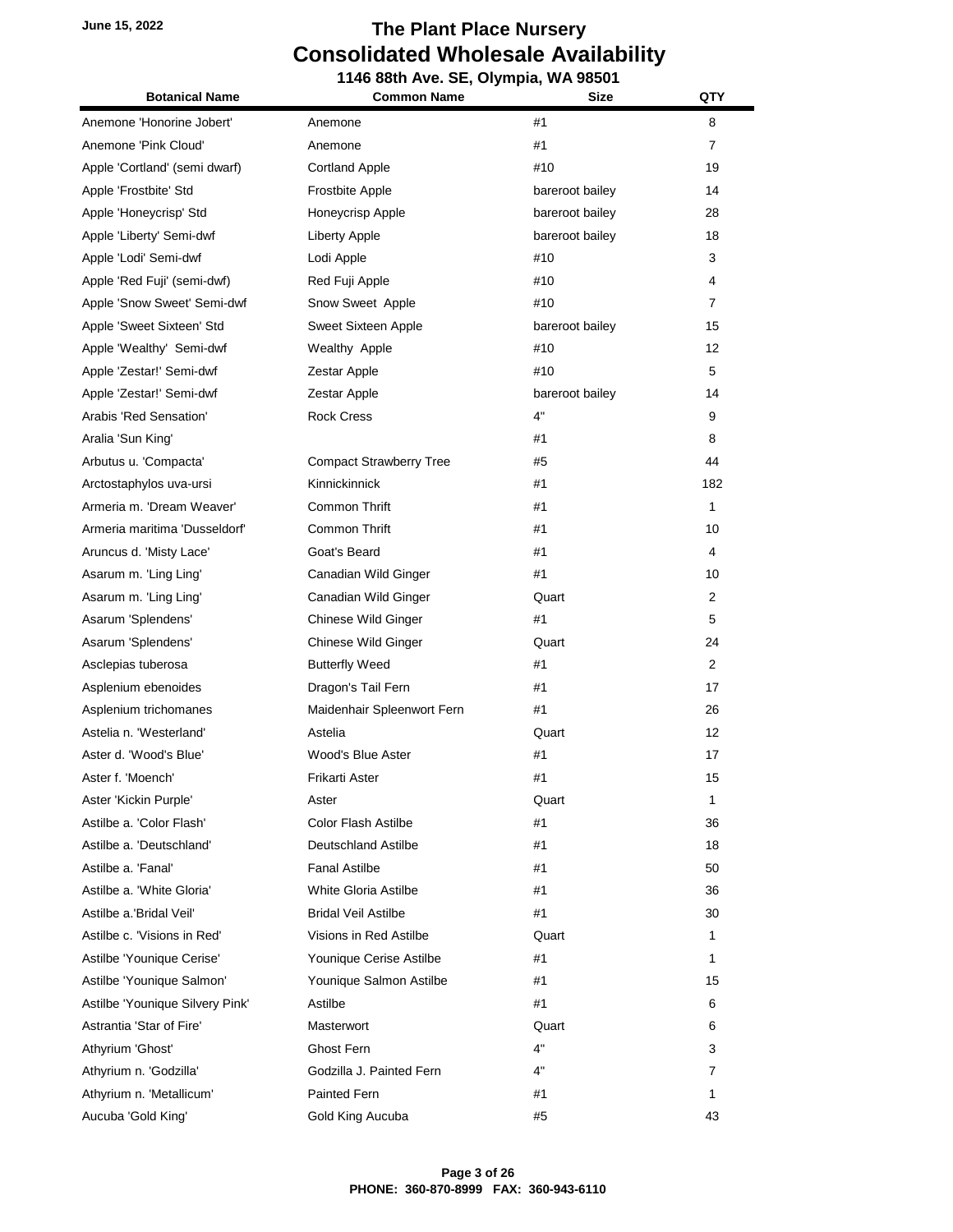June 15, 2022

# The Plant Place Nursery
## Consolidated Wholesale Availability
### 1146 88th Ave. SE, Olympia, WA 98501

| Botanical Name | Common Name | Size | QTY |
|---|---|---|---|
| Anemone 'Honorine Jobert' | Anemone | #1 | 8 |
| Anemone 'Pink Cloud' | Anemone | #1 | 7 |
| Apple 'Cortland' (semi dwarf) | Cortland Apple | #10 | 19 |
| Apple 'Frostbite' Std | Frostbite Apple | bareroot bailey | 14 |
| Apple 'Honeycrisp' Std | Honeycrisp Apple | bareroot bailey | 28 |
| Apple 'Liberty' Semi-dwf | Liberty Apple | bareroot bailey | 18 |
| Apple 'Lodi' Semi-dwf | Lodi Apple | #10 | 3 |
| Apple 'Red Fuji' (semi-dwf) | Red Fuji Apple | #10 | 4 |
| Apple 'Snow Sweet' Semi-dwf | Snow Sweet Apple | #10 | 7 |
| Apple 'Sweet Sixteen' Std | Sweet Sixteen Apple | bareroot bailey | 15 |
| Apple 'Wealthy' Semi-dwf | Wealthy Apple | #10 | 12 |
| Apple 'Zestar!' Semi-dwf | Zestar Apple | #10 | 5 |
| Apple 'Zestar!' Semi-dwf | Zestar Apple | bareroot bailey | 14 |
| Arabis 'Red Sensation' | Rock Cress | 4" | 9 |
| Aralia 'Sun King' | | #1 | 8 |
| Arbutus u. 'Compacta' | Compact Strawberry Tree | #5 | 44 |
| Arctostaphylos uva-ursi | Kinnickinnick | #1 | 182 |
| Armeria m. 'Dream Weaver' | Common Thrift | #1 | 1 |
| Armeria maritima 'Dusseldorf' | Common Thrift | #1 | 10 |
| Aruncus d. 'Misty Lace' | Goat's Beard | #1 | 4 |
| Asarum m. 'Ling Ling' | Canadian Wild Ginger | #1 | 10 |
| Asarum m. 'Ling Ling' | Canadian Wild Ginger | Quart | 2 |
| Asarum 'Splendens' | Chinese Wild Ginger | #1 | 5 |
| Asarum 'Splendens' | Chinese Wild Ginger | Quart | 24 |
| Asclepias tuberosa | Butterfly Weed | #1 | 2 |
| Asplenium ebenoides | Dragon's Tail Fern | #1 | 17 |
| Asplenium trichomanes | Maidenhair Spleenwort Fern | #1 | 26 |
| Astelia n. 'Westerland' | Astelia | Quart | 12 |
| Aster d. 'Wood's Blue' | Wood's Blue Aster | #1 | 17 |
| Aster f. 'Moench' | Frikarti Aster | #1 | 15 |
| Aster 'Kickin Purple' | Aster | Quart | 1 |
| Astilbe a. 'Color Flash' | Color Flash Astilbe | #1 | 36 |
| Astilbe a. 'Deutschland' | Deutschland Astilbe | #1 | 18 |
| Astilbe a. 'Fanal' | Fanal Astilbe | #1 | 50 |
| Astilbe a. 'White Gloria' | White Gloria Astilbe | #1 | 36 |
| Astilbe a.'Bridal Veil' | Bridal Veil Astilbe | #1 | 30 |
| Astilbe c. 'Visions in Red' | Visions in Red Astilbe | Quart | 1 |
| Astilbe 'Younique Cerise' | Younique Cerise Astilbe | #1 | 1 |
| Astilbe 'Younique Salmon' | Younique Salmon Astilbe | #1 | 15 |
| Astilbe 'Younique Silvery Pink' | Astilbe | #1 | 6 |
| Astrantia 'Star of Fire' | Masterwort | Quart | 6 |
| Athyrium 'Ghost' | Ghost Fern | 4" | 3 |
| Athyrium n. 'Godzilla' | Godzilla J. Painted Fern | 4" | 7 |
| Athyrium n. 'Metallicum' | Painted Fern | #1 | 1 |
| Aucuba 'Gold King' | Gold King Aucuba | #5 | 43 |

PHONE: 360-870-8999 FAX: 360-943-6110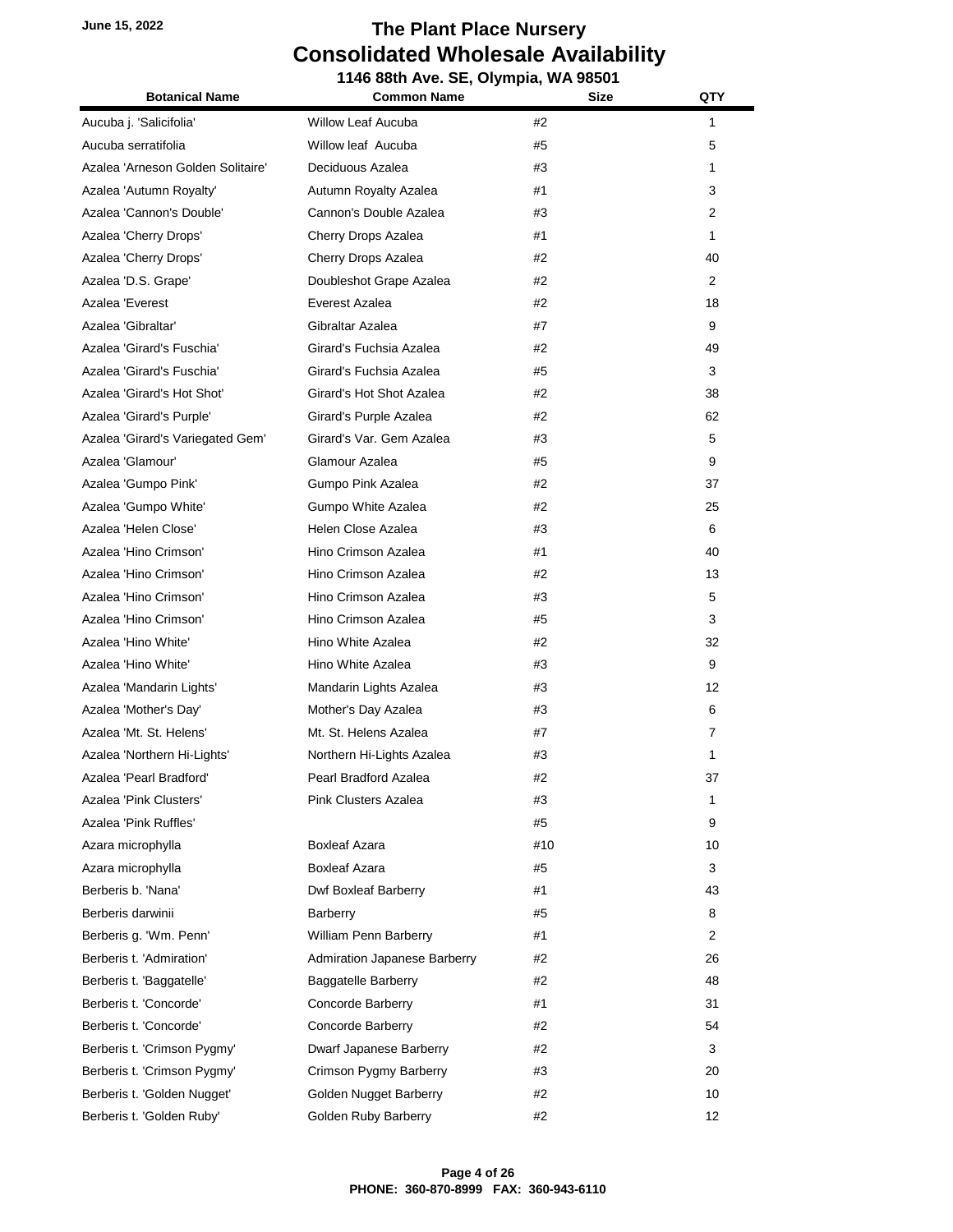June 15, 2022

# The Plant Place Nursery
## Consolidated Wholesale Availability
### 1146 88th Ave. SE, Olympia, WA 98501

| Botanical Name | Common Name | Size | QTY |
|---|---|---|---|
| Aucuba j. 'Salicifolia' | Willow Leaf Aucuba | #2 | 1 |
| Aucuba serratifolia | Willow leaf Aucuba | #5 | 5 |
| Azalea 'Arneson Golden Solitaire' | Deciduous Azalea | #3 | 1 |
| Azalea 'Autumn Royalty' | Autumn Royalty Azalea | #1 | 3 |
| Azalea 'Cannon's Double' | Cannon's Double Azalea | #3 | 2 |
| Azalea 'Cherry Drops' | Cherry Drops Azalea | #1 | 1 |
| Azalea 'Cherry Drops' | Cherry Drops Azalea | #2 | 40 |
| Azalea 'D.S. Grape' | Doubleshot Grape Azalea | #2 | 2 |
| Azalea 'Everest | Everest Azalea | #2 | 18 |
| Azalea 'Gibraltar' | Gibraltar Azalea | #7 | 9 |
| Azalea 'Girard's Fuschia' | Girard's Fuchsia Azalea | #2 | 49 |
| Azalea 'Girard's Fuschia' | Girard's Fuchsia Azalea | #5 | 3 |
| Azalea 'Girard's Hot Shot' | Girard's Hot Shot Azalea | #2 | 38 |
| Azalea 'Girard's Purple' | Girard's Purple Azalea | #2 | 62 |
| Azalea 'Girard's Variegated Gem' | Girard's Var. Gem Azalea | #3 | 5 |
| Azalea 'Glamour' | Glamour Azalea | #5 | 9 |
| Azalea 'Gumpo Pink' | Gumpo Pink Azalea | #2 | 37 |
| Azalea 'Gumpo White' | Gumpo White Azalea | #2 | 25 |
| Azalea 'Helen Close' | Helen Close Azalea | #3 | 6 |
| Azalea 'Hino Crimson' | Hino Crimson Azalea | #1 | 40 |
| Azalea 'Hino Crimson' | Hino Crimson Azalea | #2 | 13 |
| Azalea 'Hino Crimson' | Hino Crimson Azalea | #3 | 5 |
| Azalea 'Hino Crimson' | Hino Crimson Azalea | #5 | 3 |
| Azalea 'Hino White' | Hino White Azalea | #2 | 32 |
| Azalea 'Hino White' | Hino White Azalea | #3 | 9 |
| Azalea 'Mandarin Lights' | Mandarin Lights Azalea | #3 | 12 |
| Azalea 'Mother's Day' | Mother's Day Azalea | #3 | 6 |
| Azalea 'Mt. St. Helens' | Mt. St. Helens Azalea | #7 | 7 |
| Azalea 'Northern Hi-Lights' | Northern Hi-Lights Azalea | #3 | 1 |
| Azalea 'Pearl Bradford' | Pearl Bradford Azalea | #2 | 37 |
| Azalea 'Pink Clusters' | Pink Clusters Azalea | #3 | 1 |
| Azalea 'Pink Ruffles' | | #5 | 9 |
| Azara microphylla | Boxleaf Azara | #10 | 10 |
| Azara microphylla | Boxleaf Azara | #5 | 3 |
| Berberis b. 'Nana' | Dwf Boxleaf Barberry | #1 | 43 |
| Berberis darwinii | Barberry | #5 | 8 |
| Berberis g. 'Wm. Penn' | William Penn Barberry | #1 | 2 |
| Berberis t. 'Admiration' | Admiration Japanese Barberry | #2 | 26 |
| Berberis t. 'Baggatelle' | Baggatelle Barberry | #2 | 48 |
| Berberis t. 'Concorde' | Concorde Barberry | #1 | 31 |
| Berberis t. 'Concorde' | Concorde Barberry | #2 | 54 |
| Berberis t. 'Crimson Pygmy' | Dwarf Japanese Barberry | #2 | 3 |
| Berberis t. 'Crimson Pygmy' | Crimson Pygmy Barberry | #3 | 20 |
| Berberis t. 'Golden Nugget' | Golden Nugget Barberry | #2 | 10 |
| Berberis t. 'Golden Ruby' | Golden Ruby Barberry | #2 | 12 |

PHONE: 360-870-8999 FAX: 360-943-6110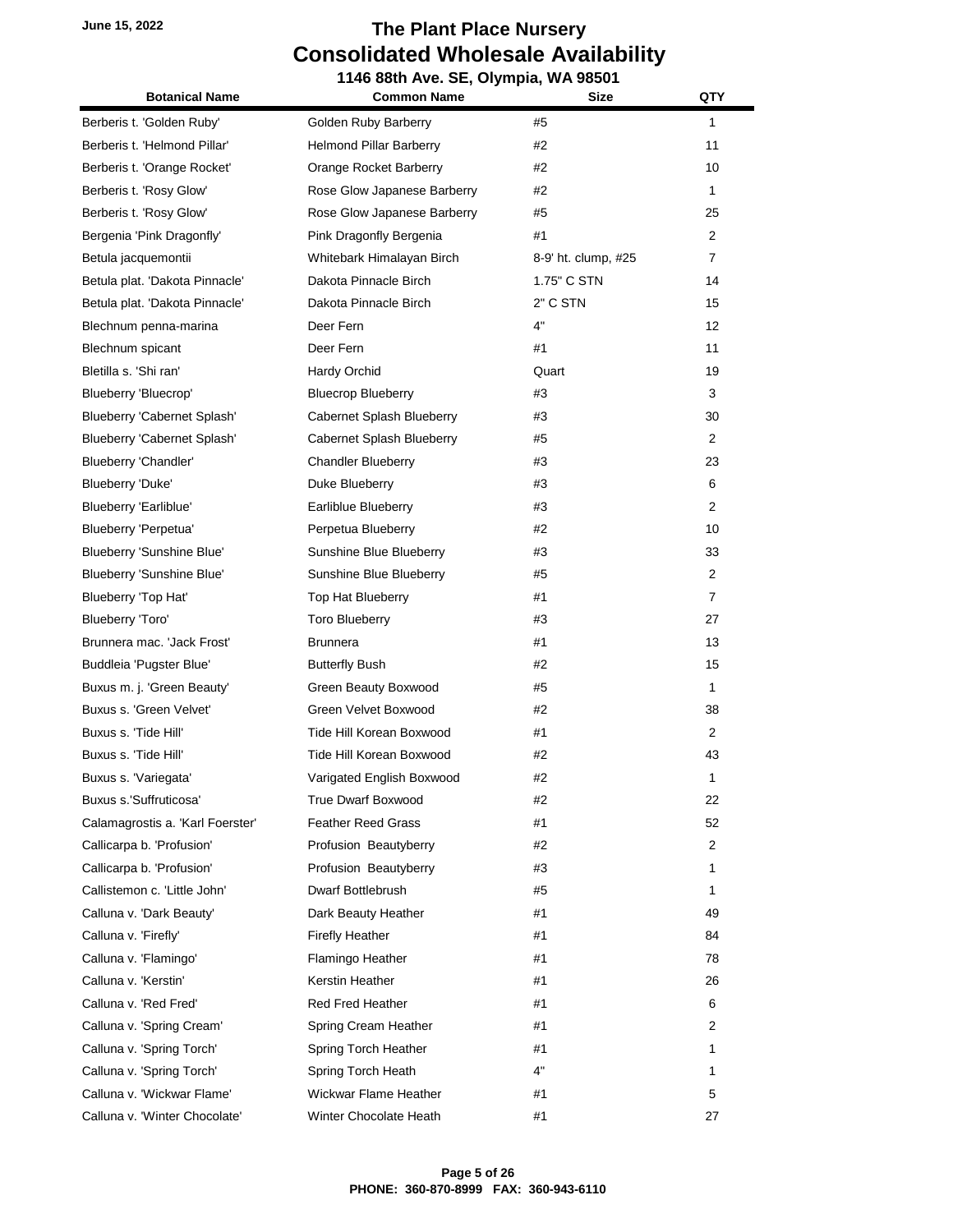June 15, 2022

# The Plant Place Nursery
## Consolidated Wholesale Availability
### 1146 88th Ave. SE, Olympia, WA 98501

| Botanical Name | Common Name | Size | QTY |
|---|---|---|---|
| Berberis t. 'Golden Ruby' | Golden Ruby Barberry | #5 | 1 |
| Berberis t. 'Helmond Pillar' | Helmond Pillar Barberry | #2 | 11 |
| Berberis t. 'Orange Rocket' | Orange Rocket Barberry | #2 | 10 |
| Berberis t. 'Rosy Glow' | Rose Glow Japanese Barberry | #2 | 1 |
| Berberis t. 'Rosy Glow' | Rose Glow Japanese Barberry | #5 | 25 |
| Bergenia 'Pink Dragonfly' | Pink Dragonfly Bergenia | #1 | 2 |
| Betula jacquemontii | Whitebark Himalayan Birch | 8-9' ht. clump, #25 | 7 |
| Betula plat. 'Dakota Pinnacle' | Dakota Pinnacle Birch | 1.75" C STN | 14 |
| Betula plat. 'Dakota Pinnacle' | Dakota Pinnacle Birch | 2" C STN | 15 |
| Blechnum penna-marina | Deer Fern | 4" | 12 |
| Blechnum spicant | Deer Fern | #1 | 11 |
| Bletilla s. 'Shi ran' | Hardy Orchid | Quart | 19 |
| Blueberry 'Bluecrop' | Bluecrop Blueberry | #3 | 3 |
| Blueberry 'Cabernet Splash' | Cabernet Splash Blueberry | #3 | 30 |
| Blueberry 'Cabernet Splash' | Cabernet Splash Blueberry | #5 | 2 |
| Blueberry 'Chandler' | Chandler Blueberry | #3 | 23 |
| Blueberry 'Duke' | Duke Blueberry | #3 | 6 |
| Blueberry 'Earliblue' | Earliblue Blueberry | #3 | 2 |
| Blueberry 'Perpetua' | Perpetua Blueberry | #2 | 10 |
| Blueberry 'Sunshine Blue' | Sunshine Blue Blueberry | #3 | 33 |
| Blueberry 'Sunshine Blue' | Sunshine Blue Blueberry | #5 | 2 |
| Blueberry 'Top Hat' | Top Hat Blueberry | #1 | 7 |
| Blueberry 'Toro' | Toro Blueberry | #3 | 27 |
| Brunnera mac. 'Jack Frost' | Brunnera | #1 | 13 |
| Buddleia 'Pugster Blue' | Butterfly Bush | #2 | 15 |
| Buxus m. j. 'Green Beauty' | Green Beauty Boxwood | #5 | 1 |
| Buxus s. 'Green Velvet' | Green Velvet Boxwood | #2 | 38 |
| Buxus s. 'Tide Hill' | Tide Hill Korean Boxwood | #1 | 2 |
| Buxus s. 'Tide Hill' | Tide Hill Korean Boxwood | #2 | 43 |
| Buxus s. 'Variegata' | Varigated English Boxwood | #2 | 1 |
| Buxus s.'Suffruticosa' | True Dwarf Boxwood | #2 | 22 |
| Calamagrostis a. 'Karl Foerster' | Feather Reed Grass | #1 | 52 |
| Callicarpa b. 'Profusion' | Profusion Beautyberry | #2 | 2 |
| Callicarpa b. 'Profusion' | Profusion Beautyberry | #3 | 1 |
| Callistemon c. 'Little John' | Dwarf Bottlebrush | #5 | 1 |
| Calluna v. 'Dark Beauty' | Dark Beauty Heather | #1 | 49 |
| Calluna v. 'Firefly' | Firefly Heather | #1 | 84 |
| Calluna v. 'Flamingo' | Flamingo Heather | #1 | 78 |
| Calluna v. 'Kerstin' | Kerstin Heather | #1 | 26 |
| Calluna v. 'Red Fred' | Red Fred Heather | #1 | 6 |
| Calluna v. 'Spring Cream' | Spring Cream Heather | #1 | 2 |
| Calluna v. 'Spring Torch' | Spring Torch Heather | #1 | 1 |
| Calluna v. 'Spring Torch' | Spring Torch Heath | 4" | 1 |
| Calluna v. 'Wickwar Flame' | Wickwar Flame Heather | #1 | 5 |
| Calluna v. 'Winter Chocolate' | Winter Chocolate Heath | #1 | 27 |

PHONE: 360-870-8999 FAX: 360-943-6110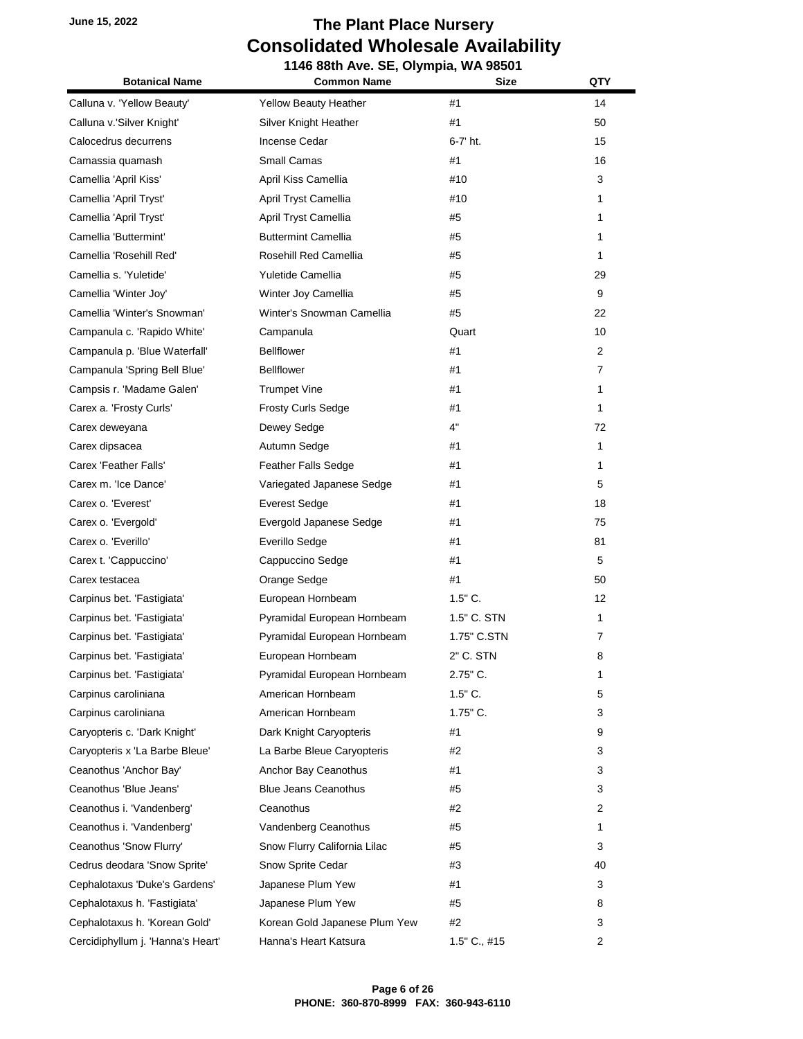June 15, 2022

# The Plant Place Nursery
# Consolidated Wholesale Availability
### 1146 88th Ave. SE, Olympia, WA 98501

| Botanical Name | Common Name | Size | QTY |
|---|---|---|---|
| Calluna v. 'Yellow Beauty' | Yellow Beauty Heather | #1 | 14 |
| Calluna v.'Silver Knight' | Silver Knight Heather | #1 | 50 |
| Calocedrus decurrens | Incense Cedar | 6-7' ht. | 15 |
| Camassia quamash | Small Camas | #1 | 16 |
| Camellia 'April Kiss' | April Kiss Camellia | #10 | 3 |
| Camellia 'April Tryst' | April Tryst Camellia | #10 | 1 |
| Camellia 'April Tryst' | April Tryst Camellia | #5 | 1 |
| Camellia 'Buttermint' | Buttermint Camellia | #5 | 1 |
| Camellia 'Rosehill Red' | Rosehill Red Camellia | #5 | 1 |
| Camellia s. 'Yuletide' | Yuletide Camellia | #5 | 29 |
| Camellia 'Winter Joy' | Winter Joy Camellia | #5 | 9 |
| Camellia 'Winter's Snowman' | Winter's Snowman Camellia | #5 | 22 |
| Campanula c. 'Rapido White' | Campanula | Quart | 10 |
| Campanula p. 'Blue Waterfall' | Bellflower | #1 | 2 |
| Campanula 'Spring Bell Blue' | Bellflower | #1 | 7 |
| Campsis r. 'Madame Galen' | Trumpet Vine | #1 | 1 |
| Carex a. 'Frosty Curls' | Frosty Curls Sedge | #1 | 1 |
| Carex deweyana | Dewey Sedge | 4" | 72 |
| Carex dipsacea | Autumn Sedge | #1 | 1 |
| Carex 'Feather Falls' | Feather Falls Sedge | #1 | 1 |
| Carex m. 'Ice Dance' | Variegated Japanese Sedge | #1 | 5 |
| Carex o. 'Everest' | Everest Sedge | #1 | 18 |
| Carex o. 'Evergold' | Evergold Japanese Sedge | #1 | 75 |
| Carex o. 'Everillo' | Everillo Sedge | #1 | 81 |
| Carex t. 'Cappuccino' | Cappuccino Sedge | #1 | 5 |
| Carex testacea | Orange Sedge | #1 | 50 |
| Carpinus bet. 'Fastigiata' | European Hornbeam | 1.5" C. | 12 |
| Carpinus bet. 'Fastigiata' | Pyramidal European Hornbeam | 1.5" C. STN | 1 |
| Carpinus bet. 'Fastigiata' | Pyramidal European Hornbeam | 1.75" C.STN | 7 |
| Carpinus bet. 'Fastigiata' | European Hornbeam | 2" C. STN | 8 |
| Carpinus bet. 'Fastigiata' | Pyramidal European Hornbeam | 2.75" C. | 1 |
| Carpinus caroliniana | American Hornbeam | 1.5" C. | 5 |
| Carpinus caroliniana | American Hornbeam | 1.75" C. | 3 |
| Caryopteris c. 'Dark Knight' | Dark Knight Caryopteris | #1 | 9 |
| Caryopteris x 'La Barbe Bleue' | La Barbe Bleue Caryopteris | #2 | 3 |
| Ceanothus 'Anchor Bay' | Anchor Bay Ceanothus | #1 | 3 |
| Ceanothus 'Blue Jeans' | Blue Jeans Ceanothus | #5 | 3 |
| Ceanothus i. 'Vandenberg' | Ceanothus | #2 | 2 |
| Ceanothus i. 'Vandenberg' | Vandenberg Ceanothus | #5 | 1 |
| Ceanothus 'Snow Flurry' | Snow Flurry California Lilac | #5 | 3 |
| Cedrus deodara 'Snow Sprite' | Snow Sprite Cedar | #3 | 40 |
| Cephalotaxus 'Duke's Gardens' | Japanese Plum Yew | #1 | 3 |
| Cephalotaxus h. 'Fastigiata' | Japanese Plum Yew | #5 | 8 |
| Cephalotaxus h. 'Korean Gold' | Korean Gold Japanese Plum Yew | #2 | 3 |
| Cercidiphyllum j. 'Hanna's Heart' | Hanna's Heart Katsura | 1.5" C., #15 | 2 |

PHONE: 360-870-8999 FAX: 360-943-6110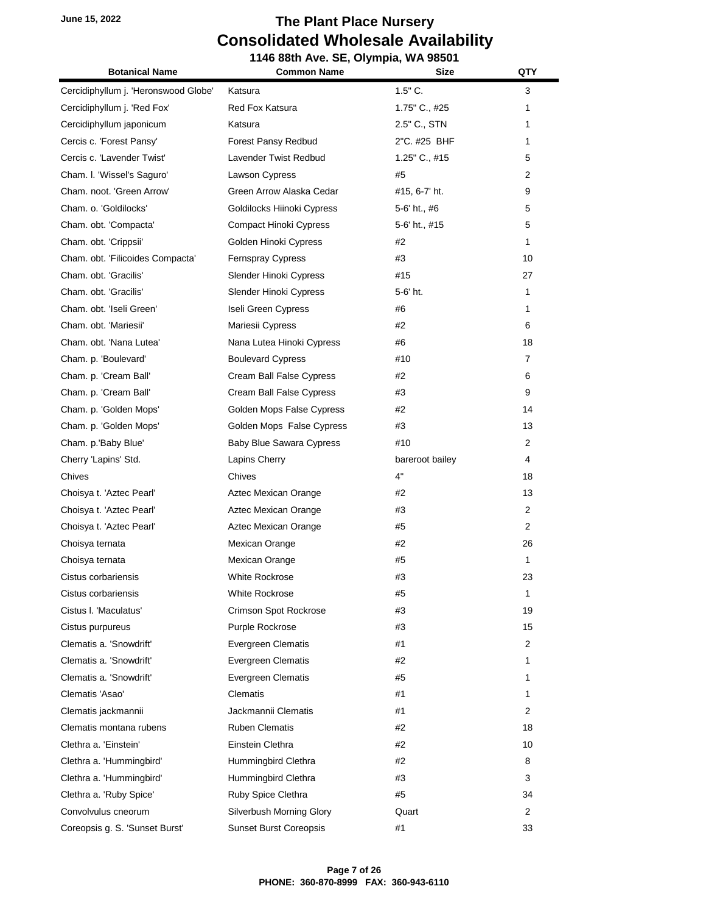June 15, 2022

# The Plant Place Nursery
## Consolidated Wholesale Availability
### 1146 88th Ave. SE, Olympia, WA 98501

| Botanical Name | Common Name | Size | QTY |
|---|---|---|---|
| Cercidiphyllum j. 'Heronswood Globe' | Katsura | 1.5" C. | 3 |
| Cercidiphyllum j. 'Red Fox' | Red Fox Katsura | 1.75" C., #25 | 1 |
| Cercidiphyllum japonicum | Katsura | 2.5" C., STN | 1 |
| Cercis c. 'Forest Pansy' | Forest Pansy Redbud | 2"C. #25 BHF | 1 |
| Cercis c. 'Lavender Twist' | Lavender Twist Redbud | 1.25" C., #15 | 5 |
| Cham. l. 'Wissel's Saguro' | Lawson Cypress | #5 | 2 |
| Cham. noot. 'Green Arrow' | Green Arrow Alaska Cedar | #15, 6-7' ht. | 9 |
| Cham. o. 'Goldilocks' | Goldilocks Hiinoki Cypress | 5-6' ht., #6 | 5 |
| Cham. obt. 'Compacta' | Compact Hinoki Cypress | 5-6' ht., #15 | 5 |
| Cham. obt. 'Crippsii' | Golden Hinoki Cypress | #2 | 1 |
| Cham. obt. 'Filicoides Compacta' | Fernspray Cypress | #3 | 10 |
| Cham. obt. 'Gracilis' | Slender Hinoki Cypress | #15 | 27 |
| Cham. obt. 'Gracilis' | Slender Hinoki Cypress | 5-6' ht. | 1 |
| Cham. obt. 'Iseli Green' | Iseli Green Cypress | #6 | 1 |
| Cham. obt. 'Mariesii' | Mariesii Cypress | #2 | 6 |
| Cham. obt. 'Nana Lutea' | Nana Lutea Hinoki Cypress | #6 | 18 |
| Cham. p. 'Boulevard' | Boulevard Cypress | #10 | 7 |
| Cham. p. 'Cream Ball' | Cream Ball False Cypress | #2 | 6 |
| Cham. p. 'Cream Ball' | Cream Ball False Cypress | #3 | 9 |
| Cham. p. 'Golden Mops' | Golden Mops False Cypress | #2 | 14 |
| Cham. p. 'Golden Mops' | Golden Mops False Cypress | #3 | 13 |
| Cham. p.'Baby Blue' | Baby Blue Sawara Cypress | #10 | 2 |
| Cherry 'Lapins' Std. | Lapins Cherry | bareroot bailey | 4 |
| Chives | Chives | 4" | 18 |
| Choisya t. 'Aztec Pearl' | Aztec Mexican Orange | #2 | 13 |
| Choisya t. 'Aztec Pearl' | Aztec Mexican Orange | #3 | 2 |
| Choisya t. 'Aztec Pearl' | Aztec Mexican Orange | #5 | 2 |
| Choisya ternata | Mexican Orange | #2 | 26 |
| Choisya ternata | Mexican Orange | #5 | 1 |
| Cistus corbariensis | White Rockrose | #3 | 23 |
| Cistus corbariensis | White Rockrose | #5 | 1 |
| Cistus l. 'Maculatus' | Crimson Spot Rockrose | #3 | 19 |
| Cistus purpureus | Purple Rockrose | #3 | 15 |
| Clematis a. 'Snowdrift' | Evergreen Clematis | #1 | 2 |
| Clematis a. 'Snowdrift' | Evergreen Clematis | #2 | 1 |
| Clematis a. 'Snowdrift' | Evergreen Clematis | #5 | 1 |
| Clematis 'Asao' | Clematis | #1 | 1 |
| Clematis jackmannii | Jackmannii Clematis | #1 | 2 |
| Clematis montana rubens | Ruben Clematis | #2 | 18 |
| Clethra a. 'Einstein' | Einstein Clethra | #2 | 10 |
| Clethra a. 'Hummingbird' | Hummingbird Clethra | #2 | 8 |
| Clethra a. 'Hummingbird' | Hummingbird Clethra | #3 | 3 |
| Clethra a. 'Ruby Spice' | Ruby Spice Clethra | #5 | 34 |
| Convolvulus cneorum | Silverbush Morning Glory | Quart | 2 |
| Coreopsis g. S. 'Sunset Burst' | Sunset Burst Coreopsis | #1 | 33 |

PHONE: 360-870-8999 FAX: 360-943-6110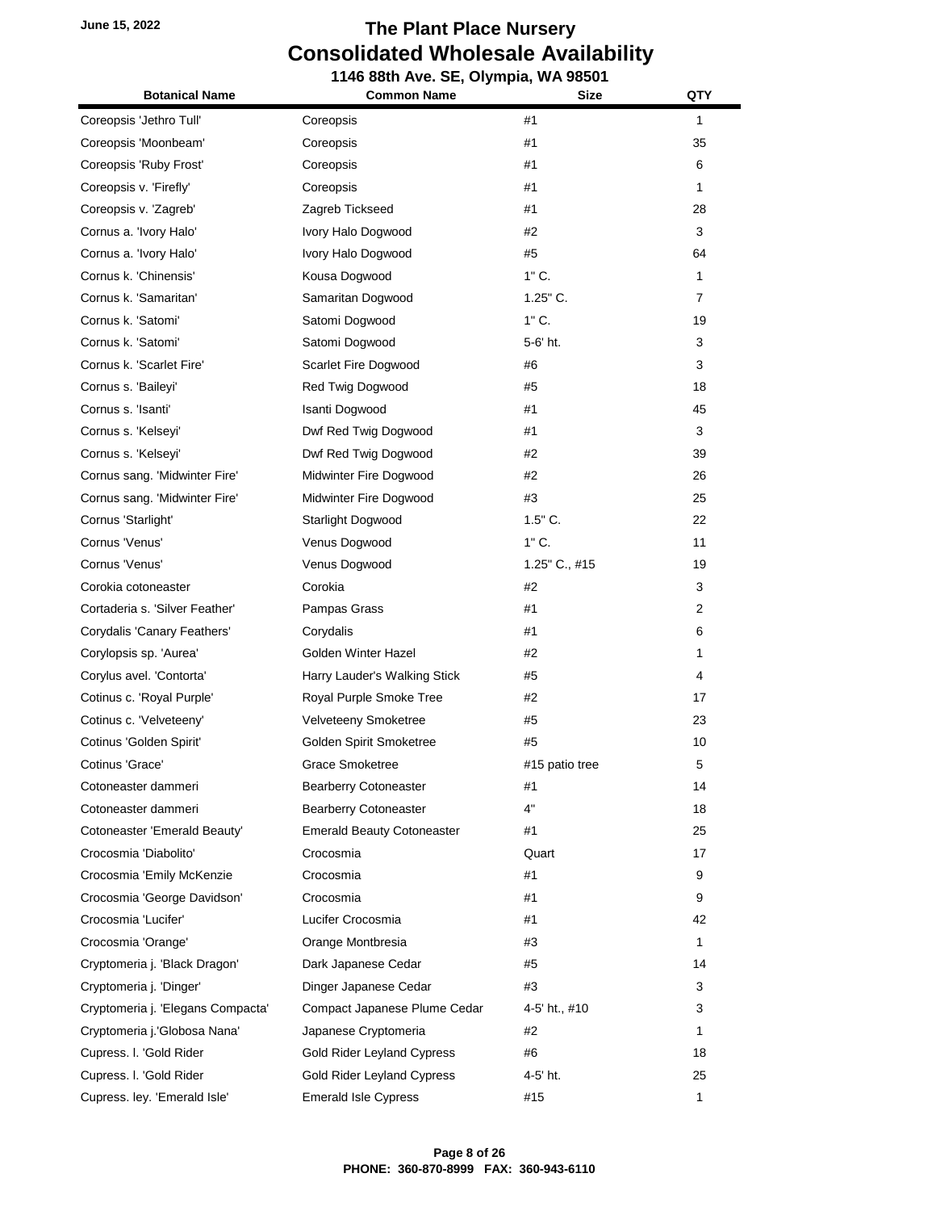June 15, 2022

# The Plant Place Nursery
## Consolidated Wholesale Availability
### 1146 88th Ave. SE, Olympia, WA 98501

| Botanical Name | Common Name | Size | QTY |
|---|---|---|---|
| Coreopsis 'Jethro Tull' | Coreopsis | #1 | 1 |
| Coreopsis 'Moonbeam' | Coreopsis | #1 | 35 |
| Coreopsis 'Ruby Frost' | Coreopsis | #1 | 6 |
| Coreopsis v. 'Firefly' | Coreopsis | #1 | 1 |
| Coreopsis v. 'Zagreb' | Zagreb Tickseed | #1 | 28 |
| Cornus a. 'Ivory Halo' | Ivory Halo Dogwood | #2 | 3 |
| Cornus a. 'Ivory Halo' | Ivory Halo Dogwood | #5 | 64 |
| Cornus k. 'Chinensis' | Kousa Dogwood | 1" C. | 1 |
| Cornus k. 'Samaritan' | Samaritan Dogwood | 1.25" C. | 7 |
| Cornus k. 'Satomi' | Satomi Dogwood | 1" C. | 19 |
| Cornus k. 'Satomi' | Satomi Dogwood | 5-6' ht. | 3 |
| Cornus k. 'Scarlet Fire' | Scarlet Fire Dogwood | #6 | 3 |
| Cornus s. 'Baileyi' | Red Twig Dogwood | #5 | 18 |
| Cornus s. 'Isanti' | Isanti Dogwood | #1 | 45 |
| Cornus s. 'Kelseyi' | Dwf Red Twig Dogwood | #1 | 3 |
| Cornus s. 'Kelseyi' | Dwf Red Twig Dogwood | #2 | 39 |
| Cornus sang. 'Midwinter Fire' | Midwinter Fire Dogwood | #2 | 26 |
| Cornus sang. 'Midwinter Fire' | Midwinter Fire Dogwood | #3 | 25 |
| Cornus 'Starlight' | Starlight Dogwood | 1.5" C. | 22 |
| Cornus 'Venus' | Venus Dogwood | 1" C. | 11 |
| Cornus 'Venus' | Venus Dogwood | 1.25" C., #15 | 19 |
| Corokia cotoneaster | Corokia | #2 | 3 |
| Cortaderia s. 'Silver Feather' | Pampas Grass | #1 | 2 |
| Corydalis 'Canary Feathers' | Corydalis | #1 | 6 |
| Corylopsis sp. 'Aurea' | Golden Winter Hazel | #2 | 1 |
| Corylus avel. 'Contorta' | Harry Lauder's Walking Stick | #5 | 4 |
| Cotinus c. 'Royal Purple' | Royal Purple Smoke Tree | #2 | 17 |
| Cotinus c. 'Velveteeny' | Velveteeny Smoketree | #5 | 23 |
| Cotinus 'Golden Spirit' | Golden Spirit Smoketree | #5 | 10 |
| Cotinus 'Grace' | Grace Smoketree | #15 patio tree | 5 |
| Cotoneaster dammeri | Bearberry Cotoneaster | #1 | 14 |
| Cotoneaster dammeri | Bearberry Cotoneaster | 4" | 18 |
| Cotoneaster 'Emerald Beauty' | Emerald Beauty Cotoneaster | #1 | 25 |
| Crocosmia 'Diabolito' | Crocosmia | Quart | 17 |
| Crocosmia 'Emily McKenzie | Crocosmia | #1 | 9 |
| Crocosmia 'George Davidson' | Crocosmia | #1 | 9 |
| Crocosmia 'Lucifer' | Lucifer Crocosmia | #1 | 42 |
| Crocosmia 'Orange' | Orange Montbresia | #3 | 1 |
| Cryptomeria j. 'Black Dragon' | Dark Japanese Cedar | #5 | 14 |
| Cryptomeria j. 'Dinger' | Dinger Japanese Cedar | #3 | 3 |
| Cryptomeria j. 'Elegans Compacta' | Compact Japanese Plume Cedar | 4-5' ht., #10 | 3 |
| Cryptomeria j.'Globosa Nana' | Japanese Cryptomeria | #2 | 1 |
| Cupress. l. 'Gold Rider | Gold Rider Leyland Cypress | #6 | 18 |
| Cupress. l. 'Gold Rider | Gold Rider Leyland Cypress | 4-5' ht. | 25 |
| Cupress. ley. 'Emerald Isle' | Emerald Isle Cypress | #15 | 1 |

PHONE: 360-870-8999 FAX: 360-943-6110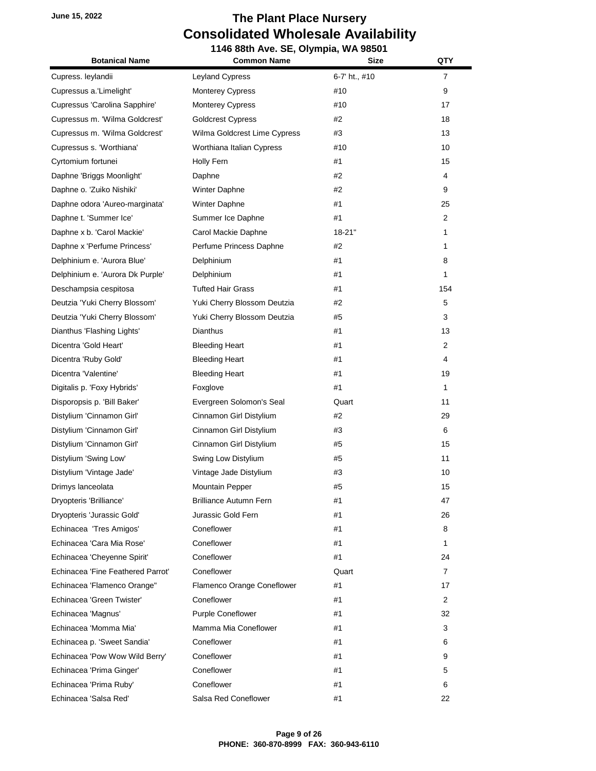June 15, 2022

# The Plant Place Nursery
## Consolidated Wholesale Availability
### 1146 88th Ave. SE, Olympia, WA 98501

| Botanical Name | Common Name | Size | QTY |
|---|---|---|---|
| Cupress. leylandii | Leyland Cypress | 6-7' ht., #10 | 7 |
| Cupressus a.'Limelight' | Monterey Cypress | #10 | 9 |
| Cupressus 'Carolina Sapphire' | Monterey Cypress | #10 | 17 |
| Cupressus m. 'Wilma Goldcrest' | Goldcrest Cypress | #2 | 18 |
| Cupressus m. 'Wilma Goldcrest' | Wilma Goldcrest Lime Cypress | #3 | 13 |
| Cupressus s. 'Worthiana' | Worthiana Italian Cypress | #10 | 10 |
| Cyrtomium fortunei | Holly Fern | #1 | 15 |
| Daphne 'Briggs Moonlight' | Daphne | #2 | 4 |
| Daphne o. 'Zuiko Nishiki' | Winter Daphne | #2 | 9 |
| Daphne odora 'Aureo-marginata' | Winter Daphne | #1 | 25 |
| Daphne t. 'Summer Ice' | Summer Ice Daphne | #1 | 2 |
| Daphne x b. 'Carol Mackie' | Carol Mackie Daphne | 18-21" | 1 |
| Daphne x 'Perfume Princess' | Perfume Princess Daphne | #2 | 1 |
| Delphinium e. 'Aurora Blue' | Delphinium | #1 | 8 |
| Delphinium e. 'Aurora Dk Purple' | Delphinium | #1 | 1 |
| Deschampsia cespitosa | Tufted Hair Grass | #1 | 154 |
| Deutzia 'Yuki Cherry Blossom' | Yuki Cherry Blossom Deutzia | #2 | 5 |
| Deutzia 'Yuki Cherry Blossom' | Yuki Cherry Blossom Deutzia | #5 | 3 |
| Dianthus 'Flashing Lights' | Dianthus | #1 | 13 |
| Dicentra 'Gold Heart' | Bleeding Heart | #1 | 2 |
| Dicentra 'Ruby Gold' | Bleeding Heart | #1 | 4 |
| Dicentra 'Valentine' | Bleeding Heart | #1 | 19 |
| Digitalis p. 'Foxy Hybrids' | Foxglove | #1 | 1 |
| Disporopsis p. 'Bill Baker' | Evergreen Solomon's Seal | Quart | 11 |
| Distylium 'Cinnamon Girl' | Cinnamon Girl Distylium | #2 | 29 |
| Distylium 'Cinnamon Girl' | Cinnamon Girl Distylium | #3 | 6 |
| Distylium 'Cinnamon Girl' | Cinnamon Girl Distylium | #5 | 15 |
| Distylium 'Swing Low' | Swing Low Distylium | #5 | 11 |
| Distylium 'Vintage Jade' | Vintage Jade Distylium | #3 | 10 |
| Drimys lanceolata | Mountain Pepper | #5 | 15 |
| Dryopteris 'Brilliance' | Brilliance Autumn Fern | #1 | 47 |
| Dryopteris 'Jurassic Gold' | Jurassic Gold Fern | #1 | 26 |
| Echinacea 'Tres Amigos' | Coneflower | #1 | 8 |
| Echinacea 'Cara Mia Rose' | Coneflower | #1 | 1 |
| Echinacea 'Cheyenne Spirit' | Coneflower | #1 | 24 |
| Echinacea 'Fine Feathered Parrot' | Coneflower | Quart | 7 |
| Echinacea 'Flamenco Orange" | Flamenco Orange Coneflower | #1 | 17 |
| Echinacea 'Green Twister' | Coneflower | #1 | 2 |
| Echinacea 'Magnus' | Purple Coneflower | #1 | 32 |
| Echinacea 'Momma Mia' | Mamma Mia Coneflower | #1 | 3 |
| Echinacea p. 'Sweet Sandia' | Coneflower | #1 | 6 |
| Echinacea 'Pow Wow Wild Berry' | Coneflower | #1 | 9 |
| Echinacea 'Prima Ginger' | Coneflower | #1 | 5 |
| Echinacea 'Prima Ruby' | Coneflower | #1 | 6 |
| Echinacea 'Salsa Red' | Salsa Red Coneflower | #1 | 22 |

PHONE: 360-870-8999 FAX: 360-943-6110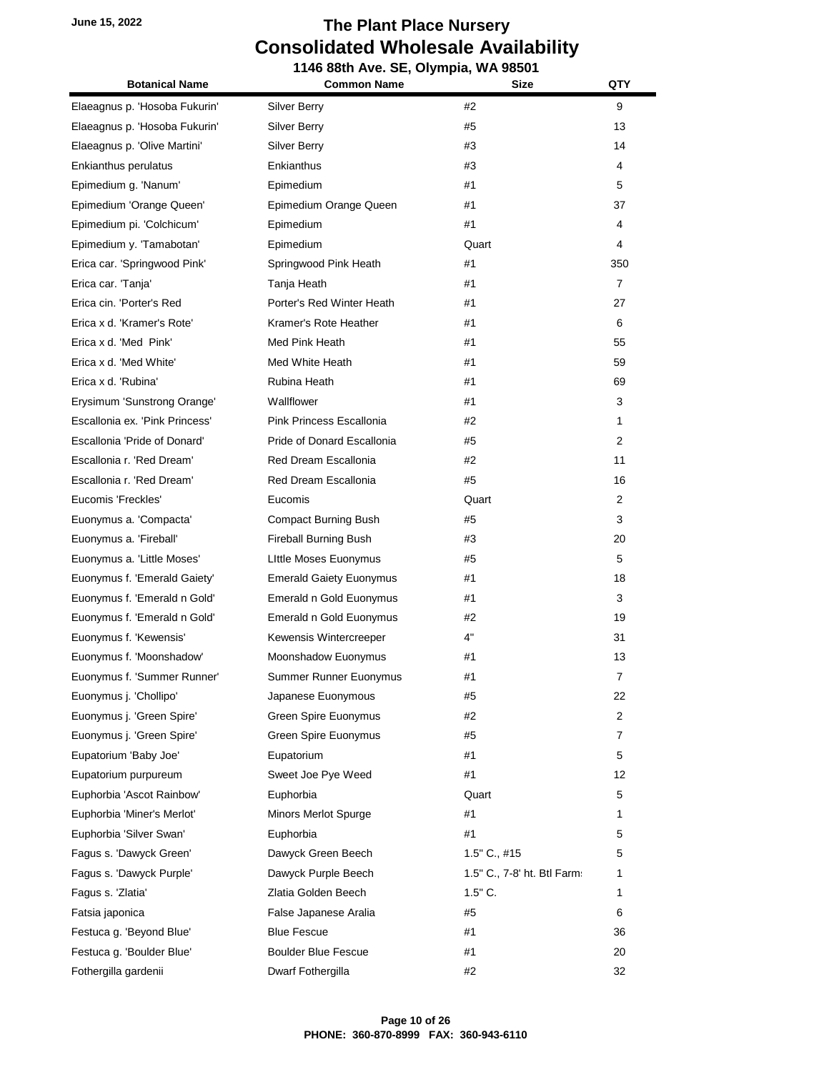June 15, 2022

# The Plant Place Nursery
## Consolidated Wholesale Availability
### 1146 88th Ave. SE, Olympia, WA 98501

| Botanical Name | Common Name | Size | QTY |
|---|---|---|---|
| Elaeagnus p. 'Hosoba Fukurin' | Silver Berry | #2 | 9 |
| Elaeagnus p. 'Hosoba Fukurin' | Silver Berry | #5 | 13 |
| Elaeagnus p. 'Olive Martini' | Silver Berry | #3 | 14 |
| Enkianthus perulatus | Enkianthus | #3 | 4 |
| Epimedium g. 'Nanum' | Epimedium | #1 | 5 |
| Epimedium 'Orange Queen' | Epimedium Orange Queen | #1 | 37 |
| Epimedium pi. 'Colchicum' | Epimedium | #1 | 4 |
| Epimedium y. 'Tamabotan' | Epimedium | Quart | 4 |
| Erica car. 'Springwood Pink' | Springwood Pink Heath | #1 | 350 |
| Erica car. 'Tanja' | Tanja Heath | #1 | 7 |
| Erica cin. 'Porter's Red | Porter's Red Winter Heath | #1 | 27 |
| Erica x d. 'Kramer's Rote' | Kramer's Rote Heather | #1 | 6 |
| Erica x d. 'Med  Pink' | Med Pink Heath | #1 | 55 |
| Erica x d. 'Med White' | Med White Heath | #1 | 59 |
| Erica x d. 'Rubina' | Rubina Heath | #1 | 69 |
| Erysimum 'Sunstrong Orange' | Wallflower | #1 | 3 |
| Escallonia ex. 'Pink Princess' | Pink Princess Escallonia | #2 | 1 |
| Escallonia 'Pride of Donard' | Pride of Donard Escallonia | #5 | 2 |
| Escallonia r. 'Red Dream' | Red Dream Escallonia | #2 | 11 |
| Escallonia r. 'Red Dream' | Red Dream Escallonia | #5 | 16 |
| Eucomis 'Freckles' | Eucomis | Quart | 2 |
| Euonymus a. 'Compacta' | Compact Burning Bush | #5 | 3 |
| Euonymus a. 'Fireball' | Fireball Burning Bush | #3 | 20 |
| Euonymus a. 'Little Moses' | LIttle Moses Euonymus | #5 | 5 |
| Euonymus f. 'Emerald Gaiety' | Emerald Gaiety Euonymus | #1 | 18 |
| Euonymus f. 'Emerald n Gold' | Emerald n Gold Euonymus | #1 | 3 |
| Euonymus f. 'Emerald n Gold' | Emerald n Gold Euonymus | #2 | 19 |
| Euonymus f. 'Kewensis' | Kewensis Wintercreeper | 4" | 31 |
| Euonymus f. 'Moonshadow' | Moonshadow Euonymus | #1 | 13 |
| Euonymus f. 'Summer Runner' | Summer Runner Euonymus | #1 | 7 |
| Euonymus j. 'Chollipo' | Japanese Euonymous | #5 | 22 |
| Euonymus j. 'Green Spire' | Green Spire Euonymus | #2 | 2 |
| Euonymus j. 'Green Spire' | Green Spire Euonymus | #5 | 7 |
| Eupatorium 'Baby Joe' | Eupatorium | #1 | 5 |
| Eupatorium purpureum | Sweet Joe Pye Weed | #1 | 12 |
| Euphorbia 'Ascot Rainbow' | Euphorbia | Quart | 5 |
| Euphorbia 'Miner's Merlot' | Minors Merlot Spurge | #1 | 1 |
| Euphorbia 'Silver Swan' | Euphorbia | #1 | 5 |
| Fagus s. 'Dawyck Green' | Dawyck Green Beech | 1.5" C., #15 | 5 |
| Fagus s. 'Dawyck Purple' | Dawyck Purple Beech | 1.5" C., 7-8' ht. Btl Farm | 1 |
| Fagus s. 'Zlatia' | Zlatia Golden Beech | 1.5" C. | 1 |
| Fatsia japonica | False Japanese Aralia | #5 | 6 |
| Festuca g. 'Beyond Blue' | Blue Fescue | #1 | 36 |
| Festuca g. 'Boulder Blue' | Boulder Blue Fescue | #1 | 20 |
| Fothergilla gardenii | Dwarf Fothergilla | #2 | 32 |

PHONE: 360-870-8999 FAX: 360-943-6110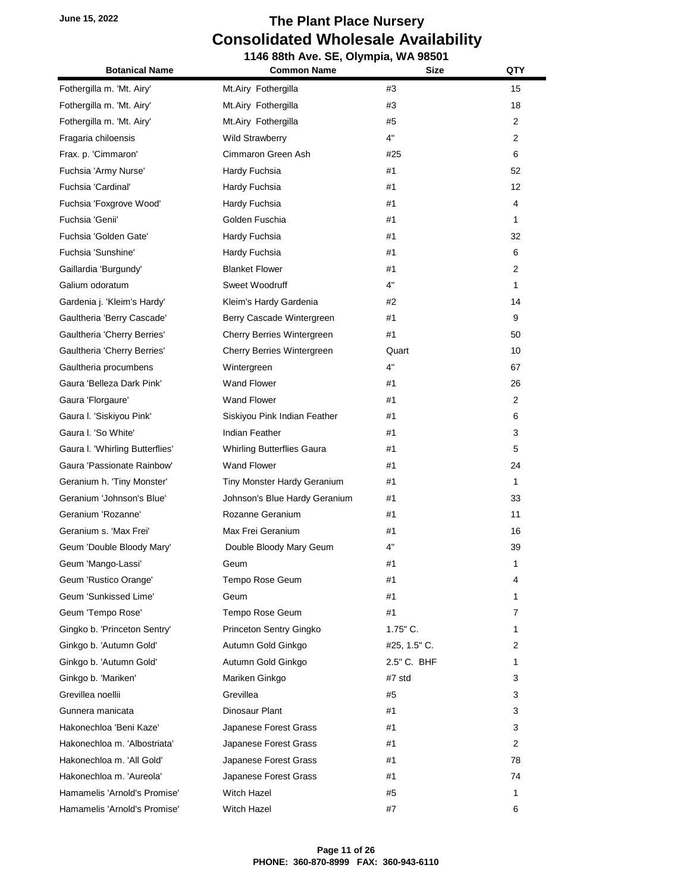June 15, 2022

# The Plant Place Nursery
## Consolidated Wholesale Availability
### 1146 88th Ave. SE, Olympia, WA 98501

| Botanical Name | Common Name | Size | QTY |
|---|---|---|---|
| Fothergilla m. 'Mt. Airy' | Mt.Airy Fothergilla | #3 | 15 |
| Fothergilla m. 'Mt. Airy' | Mt.Airy Fothergilla | #3 | 18 |
| Fothergilla m. 'Mt. Airy' | Mt.Airy Fothergilla | #5 | 2 |
| Fragaria chiloensis | Wild Strawberry | 4" | 2 |
| Frax. p. 'Cimmaron' | Cimmaron Green Ash | #25 | 6 |
| Fuchsia 'Army Nurse' | Hardy Fuchsia | #1 | 52 |
| Fuchsia 'Cardinal' | Hardy Fuchsia | #1 | 12 |
| Fuchsia 'Foxgrove Wood' | Hardy Fuchsia | #1 | 4 |
| Fuchsia 'Genii' | Golden Fuschia | #1 | 1 |
| Fuchsia 'Golden Gate' | Hardy Fuchsia | #1 | 32 |
| Fuchsia 'Sunshine' | Hardy Fuchsia | #1 | 6 |
| Gaillardia 'Burgundy' | Blanket Flower | #1 | 2 |
| Galium odoratum | Sweet Woodruff | 4" | 1 |
| Gardenia j. 'Kleim's Hardy' | Kleim's Hardy Gardenia | #2 | 14 |
| Gaultheria 'Berry Cascade' | Berry Cascade Wintergreen | #1 | 9 |
| Gaultheria 'Cherry Berries' | Cherry Berries Wintergreen | #1 | 50 |
| Gaultheria 'Cherry Berries' | Cherry Berries Wintergreen | Quart | 10 |
| Gaultheria procumbens | Wintergreen | 4" | 67 |
| Gaura 'Belleza Dark Pink' | Wand Flower | #1 | 26 |
| Gaura 'Florgaure' | Wand Flower | #1 | 2 |
| Gaura l. 'Siskiyou Pink' | Siskiyou Pink Indian Feather | #1 | 6 |
| Gaura l. 'So White' | Indian Feather | #1 | 3 |
| Gaura l. 'Whirling Butterflies' | Whirling Butterflies Gaura | #1 | 5 |
| Gaura 'Passionate Rainbow' | Wand Flower | #1 | 24 |
| Geranium h. 'Tiny Monster' | Tiny Monster Hardy Geranium | #1 | 1 |
| Geranium 'Johnson's Blue' | Johnson's Blue Hardy Geranium | #1 | 33 |
| Geranium 'Rozanne' | Rozanne Geranium | #1 | 11 |
| Geranium s. 'Max Frei' | Max Frei Geranium | #1 | 16 |
| Geum 'Double Bloody Mary' | Double Bloody Mary Geum | 4" | 39 |
| Geum 'Mango-Lassi' | Geum | #1 | 1 |
| Geum 'Rustico Orange' | Tempo Rose Geum | #1 | 4 |
| Geum 'Sunkissed Lime' | Geum | #1 | 1 |
| Geum 'Tempo Rose' | Tempo Rose Geum | #1 | 7 |
| Gingko b. 'Princeton Sentry' | Princeton Sentry Gingko | 1.75" C. | 1 |
| Ginkgo b. 'Autumn Gold' | Autumn Gold Ginkgo | #25, 1.5" C. | 2 |
| Ginkgo b. 'Autumn Gold' | Autumn Gold Ginkgo | 2.5" C. BHF | 1 |
| Ginkgo b. 'Mariken' | Mariken Ginkgo | #7 std | 3 |
| Grevillea noellii | Grevillea | #5 | 3 |
| Gunnera manicata | Dinosaur Plant | #1 | 3 |
| Hakonechloa 'Beni Kaze' | Japanese Forest Grass | #1 | 3 |
| Hakonechloa m. 'Albostriata' | Japanese Forest Grass | #1 | 2 |
| Hakonechloa m. 'All Gold' | Japanese Forest Grass | #1 | 78 |
| Hakonechloa m. 'Aureola' | Japanese Forest Grass | #1 | 74 |
| Hamamelis 'Arnold's Promise' | Witch Hazel | #5 | 1 |
| Hamamelis 'Arnold's Promise' | Witch Hazel | #7 | 6 |

PHONE: 360-870-8999 FAX: 360-943-6110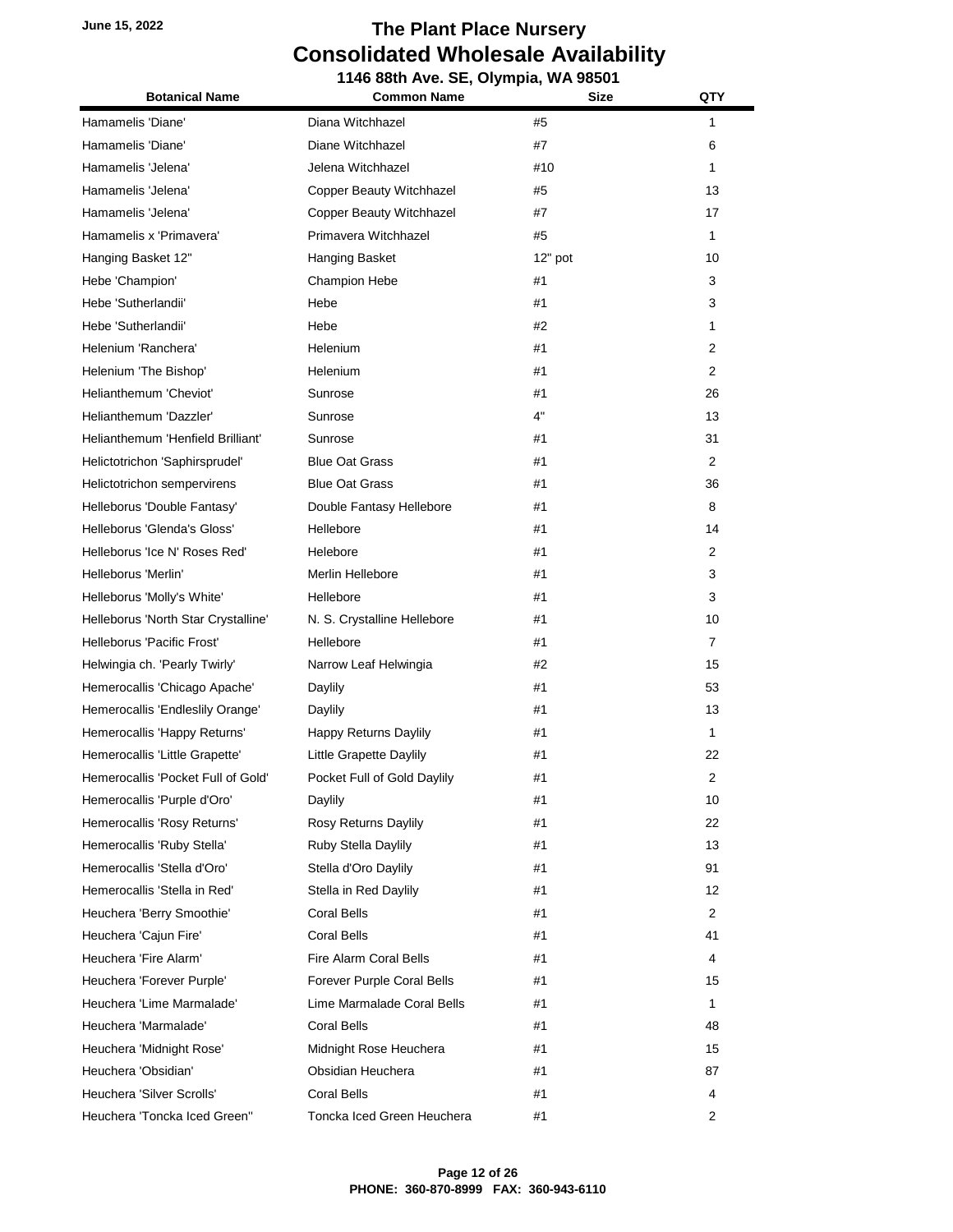# The Plant Place Nursery

## Consolidated Wholesale Availability

### 1146 88th Ave. SE, Olympia, WA 98501

June 15, 2022

| Botanical Name | Common Name | Size | QTY |
|---|---|---|---|
| Hamamelis 'Diane' | Diana Witchhazel | #5 | 1 |
| Hamamelis 'Diane' | Diane Witchhazel | #7 | 6 |
| Hamamelis 'Jelena' | Jelena Witchhazel | #10 | 1 |
| Hamamelis 'Jelena' | Copper Beauty Witchhazel | #5 | 13 |
| Hamamelis 'Jelena' | Copper Beauty Witchhazel | #7 | 17 |
| Hamamelis x 'Primavera' | Primavera Witchhazel | #5 | 1 |
| Hanging Basket 12" | Hanging Basket | 12" pot | 10 |
| Hebe 'Champion' | Champion Hebe | #1 | 3 |
| Hebe 'Sutherlandii' | Hebe | #1 | 3 |
| Hebe 'Sutherlandii' | Hebe | #2 | 1 |
| Helenium 'Ranchera' | Helenium | #1 | 2 |
| Helenium 'The Bishop' | Helenium | #1 | 2 |
| Helianthemum 'Cheviot' | Sunrose | #1 | 26 |
| Helianthemum 'Dazzler' | Sunrose | 4" | 13 |
| Helianthemum 'Henfield Brilliant' | Sunrose | #1 | 31 |
| Helictotrichon 'Saphirsprudel' | Blue Oat Grass | #1 | 2 |
| Helictotrichon sempervirens | Blue Oat Grass | #1 | 36 |
| Helleborus 'Double Fantasy' | Double Fantasy Hellebore | #1 | 8 |
| Helleborus 'Glenda's Gloss' | Hellebore | #1 | 14 |
| Helleborus 'Ice N' Roses Red' | Helebore | #1 | 2 |
| Helleborus 'Merlin' | Merlin Hellebore | #1 | 3 |
| Helleborus 'Molly's White' | Hellebore | #1 | 3 |
| Helleborus 'North Star Crystalline' | N. S. Crystalline Hellebore | #1 | 10 |
| Helleborus 'Pacific Frost' | Hellebore | #1 | 7 |
| Helwingia ch. 'Pearly Twirly' | Narrow Leaf Helwingia | #2 | 15 |
| Hemerocallis 'Chicago Apache' | Daylily | #1 | 53 |
| Hemerocallis 'Endleslily Orange' | Daylily | #1 | 13 |
| Hemerocallis 'Happy Returns' | Happy Returns Daylily | #1 | 1 |
| Hemerocallis 'Little Grapette' | Little Grapette Daylily | #1 | 22 |
| Hemerocallis 'Pocket Full of Gold' | Pocket Full of Gold Daylily | #1 | 2 |
| Hemerocallis 'Purple d'Oro' | Daylily | #1 | 10 |
| Hemerocallis 'Rosy Returns' | Rosy Returns Daylily | #1 | 22 |
| Hemerocallis 'Ruby Stella' | Ruby Stella Daylily | #1 | 13 |
| Hemerocallis 'Stella d'Oro' | Stella d'Oro Daylily | #1 | 91 |
| Hemerocallis 'Stella in Red' | Stella in Red Daylily | #1 | 12 |
| Heuchera 'Berry Smoothie' | Coral Bells | #1 | 2 |
| Heuchera 'Cajun Fire' | Coral Bells | #1 | 41 |
| Heuchera 'Fire Alarm' | Fire Alarm Coral Bells | #1 | 4 |
| Heuchera 'Forever Purple' | Forever Purple Coral Bells | #1 | 15 |
| Heuchera 'Lime Marmalade' | Lime Marmalade Coral Bells | #1 | 1 |
| Heuchera 'Marmalade' | Coral Bells | #1 | 48 |
| Heuchera 'Midnight Rose' | Midnight Rose Heuchera | #1 | 15 |
| Heuchera 'Obsidian' | Obsidian Heuchera | #1 | 87 |
| Heuchera 'Silver Scrolls' | Coral Bells | #1 | 4 |
| Heuchera 'Toncka Iced Green'' | Toncka Iced Green Heuchera | #1 | 2 |

PHONE: 360-870-8999 FAX: 360-943-6110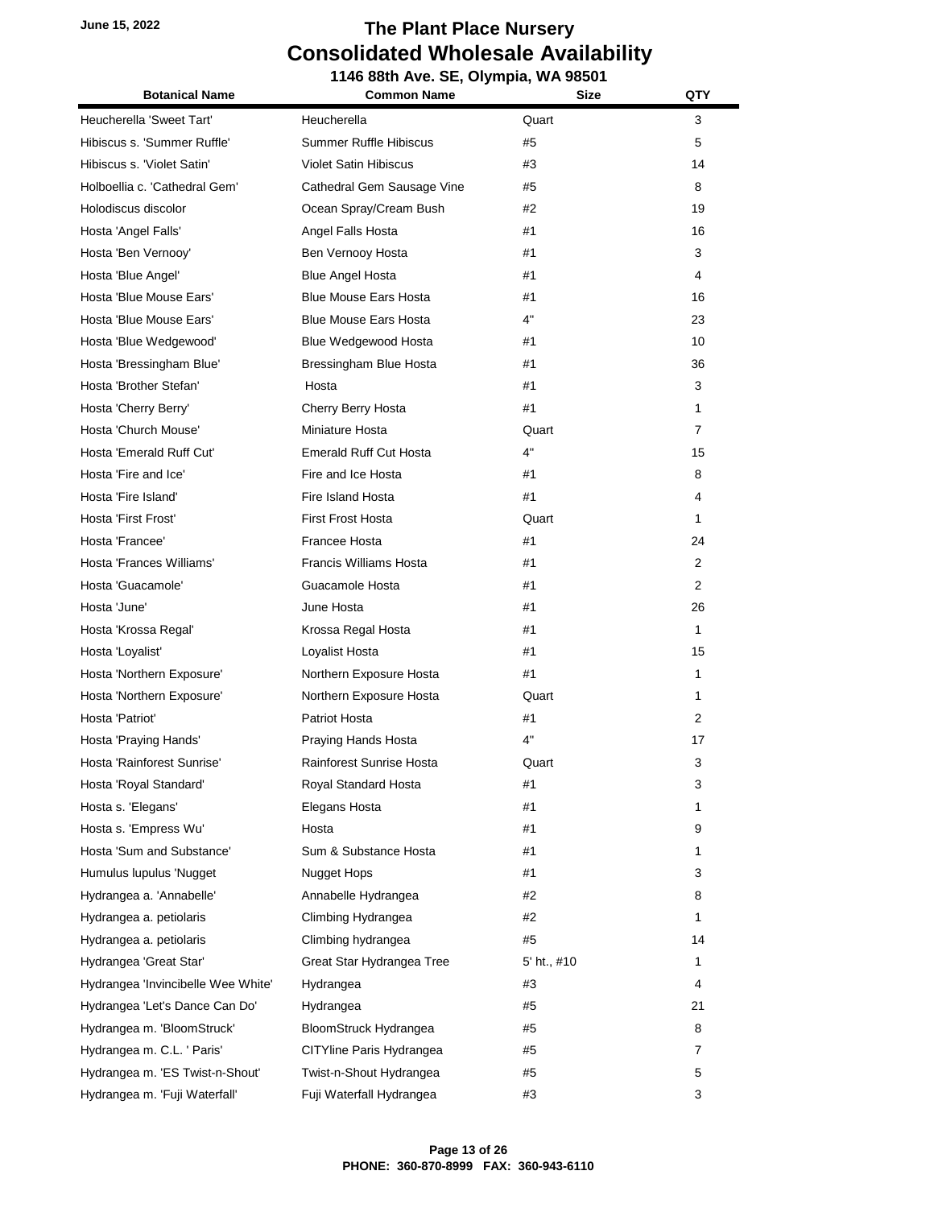June 15, 2022

# The Plant Place Nursery
## Consolidated Wholesale Availability
### 1146 88th Ave. SE, Olympia, WA 98501

| Botanical Name | Common Name | Size | QTY |
|---|---|---|---|
| Heucherella 'Sweet Tart' | Heucherella | Quart | 3 |
| Hibiscus s. 'Summer Ruffle' | Summer Ruffle Hibiscus | #5 | 5 |
| Hibiscus s. 'Violet Satin' | Violet Satin Hibiscus | #3 | 14 |
| Holboellia c. 'Cathedral Gem' | Cathedral Gem Sausage Vine | #5 | 8 |
| Holodiscus discolor | Ocean Spray/Cream Bush | #2 | 19 |
| Hosta 'Angel Falls' | Angel Falls Hosta | #1 | 16 |
| Hosta 'Ben Vernooy' | Ben Vernooy Hosta | #1 | 3 |
| Hosta 'Blue Angel' | Blue Angel Hosta | #1 | 4 |
| Hosta 'Blue Mouse Ears' | Blue Mouse Ears Hosta | #1 | 16 |
| Hosta 'Blue Mouse Ears' | Blue Mouse Ears Hosta | 4" | 23 |
| Hosta 'Blue Wedgewood' | Blue Wedgewood Hosta | #1 | 10 |
| Hosta 'Bressingham Blue' | Bressingham Blue Hosta | #1 | 36 |
| Hosta 'Brother Stefan' | Hosta | #1 | 3 |
| Hosta 'Cherry Berry' | Cherry Berry Hosta | #1 | 1 |
| Hosta 'Church Mouse' | Miniature Hosta | Quart | 7 |
| Hosta 'Emerald Ruff Cut' | Emerald Ruff Cut Hosta | 4" | 15 |
| Hosta 'Fire and Ice' | Fire and Ice Hosta | #1 | 8 |
| Hosta 'Fire Island' | Fire Island Hosta | #1 | 4 |
| Hosta 'First Frost' | First Frost Hosta | Quart | 1 |
| Hosta 'Francee' | Francee Hosta | #1 | 24 |
| Hosta 'Frances Williams' | Francis Williams Hosta | #1 | 2 |
| Hosta 'Guacamole' | Guacamole Hosta | #1 | 2 |
| Hosta 'June' | June Hosta | #1 | 26 |
| Hosta 'Krossa Regal' | Krossa Regal Hosta | #1 | 1 |
| Hosta 'Loyalist' | Loyalist Hosta | #1 | 15 |
| Hosta 'Northern Exposure' | Northern Exposure Hosta | #1 | 1 |
| Hosta 'Northern Exposure' | Northern Exposure Hosta | Quart | 1 |
| Hosta 'Patriot' | Patriot Hosta | #1 | 2 |
| Hosta 'Praying Hands' | Praying Hands Hosta | 4" | 17 |
| Hosta 'Rainforest Sunrise' | Rainforest Sunrise Hosta | Quart | 3 |
| Hosta 'Royal Standard' | Royal Standard Hosta | #1 | 3 |
| Hosta s. 'Elegans' | Elegans Hosta | #1 | 1 |
| Hosta s. 'Empress Wu' | Hosta | #1 | 9 |
| Hosta 'Sum and Substance' | Sum & Substance Hosta | #1 | 1 |
| Humulus lupulus 'Nugget | Nugget Hops | #1 | 3 |
| Hydrangea a. 'Annabelle' | Annabelle Hydrangea | #2 | 8 |
| Hydrangea a. petiolaris | Climbing Hydrangea | #2 | 1 |
| Hydrangea a. petiolaris | Climbing hydrangea | #5 | 14 |
| Hydrangea 'Great Star' | Great Star Hydrangea Tree | 5' ht., #10 | 1 |
| Hydrangea 'Invincibelle Wee White' | Hydrangea | #3 | 4 |
| Hydrangea 'Let's Dance Can Do' | Hydrangea | #5 | 21 |
| Hydrangea m. 'BloomStruck' | BloomStruck Hydrangea | #5 | 8 |
| Hydrangea m. C.L. ' Paris' | CITYline Paris Hydrangea | #5 | 7 |
| Hydrangea m. 'ES Twist-n-Shout' | Twist-n-Shout Hydrangea | #5 | 5 |
| Hydrangea m. 'Fuji Waterfall' | Fuji Waterfall Hydrangea | #3 | 3 |

PHONE: 360-870-8999 FAX: 360-943-6110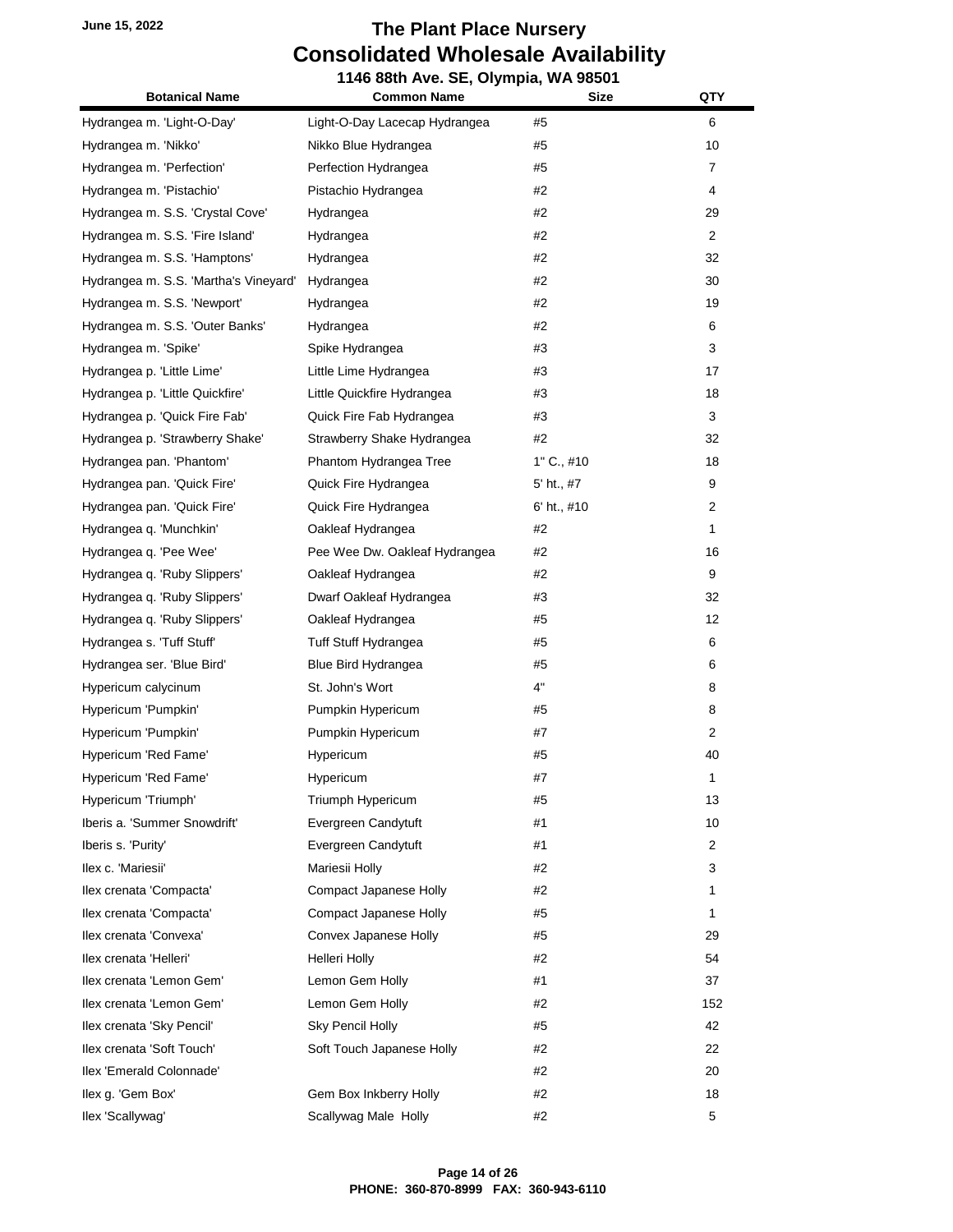# The Plant Place Nursery
## Consolidated Wholesale Availability

**1146 88th Ave. SE, Olympia, WA 98501**

June 15, 2022

| Botanical Name | Common Name | Size | QTY |
|---|---|---|---|
| Hydrangea m. 'Light-O-Day' | Light-O-Day Lacecap Hydrangea | #5 | 6 |
| Hydrangea m. 'Nikko' | Nikko Blue Hydrangea | #5 | 10 |
| Hydrangea m. 'Perfection' | Perfection Hydrangea | #5 | 7 |
| Hydrangea m. 'Pistachio' | Pistachio Hydrangea | #2 | 4 |
| Hydrangea m. S.S. 'Crystal Cove' | Hydrangea | #2 | 29 |
| Hydrangea m. S.S. 'Fire Island' | Hydrangea | #2 | 2 |
| Hydrangea m. S.S. 'Hamptons' | Hydrangea | #2 | 32 |
| Hydrangea m. S.S. 'Martha's Vineyard' | Hydrangea | #2 | 30 |
| Hydrangea m. S.S. 'Newport' | Hydrangea | #2 | 19 |
| Hydrangea m. S.S. 'Outer Banks' | Hydrangea | #2 | 6 |
| Hydrangea m. 'Spike' | Spike Hydrangea | #3 | 3 |
| Hydrangea p. 'Little Lime' | Little Lime Hydrangea | #3 | 17 |
| Hydrangea p. 'Little Quickfire' | Little Quickfire Hydrangea | #3 | 18 |
| Hydrangea p. 'Quick Fire Fab' | Quick Fire Fab Hydrangea | #3 | 3 |
| Hydrangea p. 'Strawberry Shake' | Strawberry Shake Hydrangea | #2 | 32 |
| Hydrangea pan. 'Phantom' | Phantom Hydrangea Tree | 1" C., #10 | 18 |
| Hydrangea pan. 'Quick Fire' | Quick Fire Hydrangea | 5' ht., #7 | 9 |
| Hydrangea pan. 'Quick Fire' | Quick Fire Hydrangea | 6' ht., #10 | 2 |
| Hydrangea q. 'Munchkin' | Oakleaf Hydrangea | #2 | 1 |
| Hydrangea q. 'Pee Wee' | Pee Wee Dw. Oakleaf Hydrangea | #2 | 16 |
| Hydrangea q. 'Ruby Slippers' | Oakleaf Hydrangea | #2 | 9 |
| Hydrangea q. 'Ruby Slippers' | Dwarf Oakleaf Hydrangea | #3 | 32 |
| Hydrangea q. 'Ruby Slippers' | Oakleaf Hydrangea | #5 | 12 |
| Hydrangea s. 'Tuff Stuff' | Tuff Stuff Hydrangea | #5 | 6 |
| Hydrangea ser. 'Blue Bird' | Blue Bird Hydrangea | #5 | 6 |
| Hypericum calycinum | St. John's Wort | 4" | 8 |
| Hypericum 'Pumpkin' | Pumpkin Hypericum | #5 | 8 |
| Hypericum 'Pumpkin' | Pumpkin Hypericum | #7 | 2 |
| Hypericum 'Red Fame' | Hypericum | #5 | 40 |
| Hypericum 'Red Fame' | Hypericum | #7 | 1 |
| Hypericum 'Triumph' | Triumph Hypericum | #5 | 13 |
| Iberis a. 'Summer Snowdrift' | Evergreen Candytuft | #1 | 10 |
| Iberis s. 'Purity' | Evergreen Candytuft | #1 | 2 |
| Ilex c. 'Mariesii' | Mariesii Holly | #2 | 3 |
| Ilex crenata 'Compacta' | Compact Japanese Holly | #2 | 1 |
| Ilex crenata 'Compacta' | Compact Japanese Holly | #5 | 1 |
| Ilex crenata 'Convexa' | Convex Japanese Holly | #5 | 29 |
| Ilex crenata 'Helleri' | Helleri Holly | #2 | 54 |
| Ilex crenata 'Lemon Gem' | Lemon Gem Holly | #1 | 37 |
| Ilex crenata 'Lemon Gem' | Lemon Gem Holly | #2 | 152 |
| Ilex crenata 'Sky Pencil' | Sky Pencil Holly | #5 | 42 |
| Ilex crenata 'Soft Touch' | Soft Touch Japanese Holly | #2 | 22 |
| Ilex 'Emerald Colonnade' | | #2 | 20 |
| Ilex g. 'Gem Box' | Gem Box Inkberry Holly | #2 | 18 |
| Ilex 'Scallywag' | Scallywag Male Holly | #2 | 5 |

**PHONE: 360-870-8999 FAX: 360-943-6110**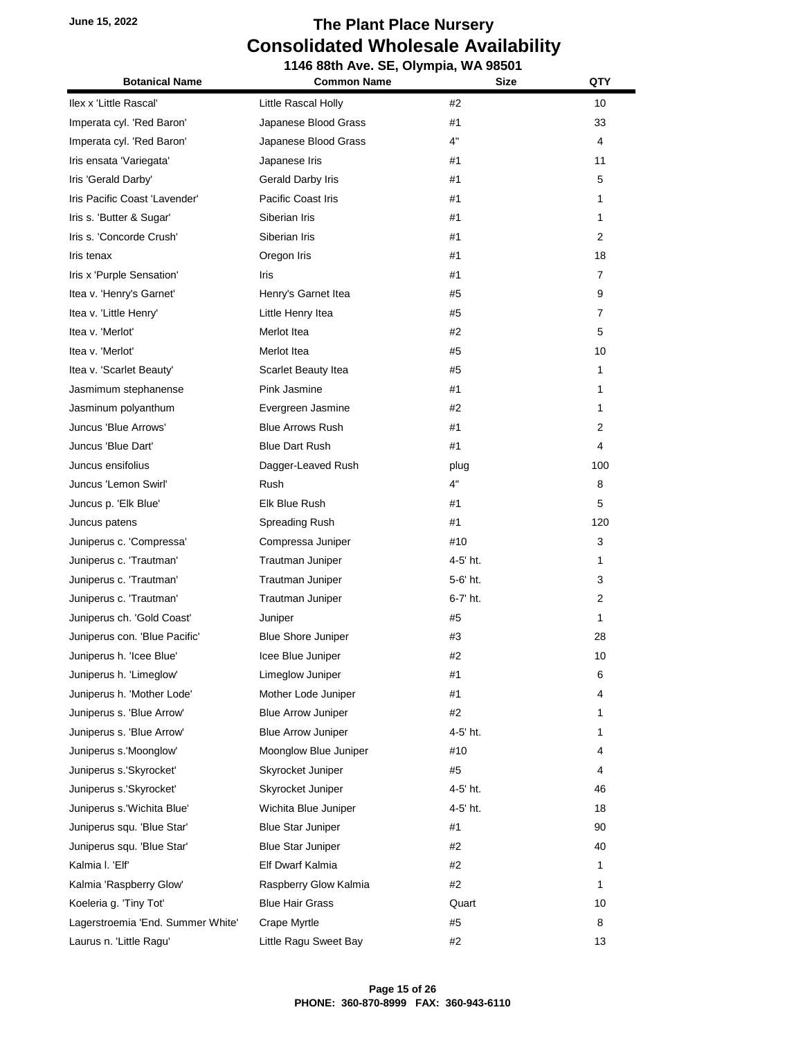June 15, 2022

# The Plant Place Nursery
## Consolidated Wholesale Availability
### 1146 88th Ave. SE, Olympia, WA 98501

| Botanical Name | Common Name | Size | QTY |
|---|---|---|---|
| Ilex x 'Little Rascal' | Little Rascal Holly | #2 | 10 |
| Imperata cyl. 'Red Baron' | Japanese Blood Grass | #1 | 33 |
| Imperata cyl. 'Red Baron' | Japanese Blood Grass | 4" | 4 |
| Iris ensata 'Variegata' | Japanese Iris | #1 | 11 |
| Iris 'Gerald Darby' | Gerald Darby Iris | #1 | 5 |
| Iris Pacific Coast 'Lavender' | Pacific Coast Iris | #1 | 1 |
| Iris s. 'Butter & Sugar' | Siberian Iris | #1 | 1 |
| Iris s. 'Concorde Crush' | Siberian Iris | #1 | 2 |
| Iris tenax | Oregon Iris | #1 | 18 |
| Iris x 'Purple Sensation' | Iris | #1 | 7 |
| Itea v. 'Henry's Garnet' | Henry's Garnet Itea | #5 | 9 |
| Itea v. 'Little Henry' | Little Henry Itea | #5 | 7 |
| Itea v. 'Merlot' | Merlot Itea | #2 | 5 |
| Itea v. 'Merlot' | Merlot Itea | #5 | 10 |
| Itea v. 'Scarlet Beauty' | Scarlet Beauty Itea | #5 | 1 |
| Jasmimum stephanense | Pink Jasmine | #1 | 1 |
| Jasminum polyanthum | Evergreen Jasmine | #2 | 1 |
| Juncus 'Blue Arrows' | Blue Arrows Rush | #1 | 2 |
| Juncus 'Blue Dart' | Blue Dart Rush | #1 | 4 |
| Juncus ensifolius | Dagger-Leaved Rush | plug | 100 |
| Juncus 'Lemon Swirl' | Rush | 4" | 8 |
| Juncus p. 'Elk Blue' | Elk Blue Rush | #1 | 5 |
| Juncus patens | Spreading Rush | #1 | 120 |
| Juniperus c. 'Compressa' | Compressa Juniper | #10 | 3 |
| Juniperus c. 'Trautman' | Trautman Juniper | 4-5' ht. | 1 |
| Juniperus c. 'Trautman' | Trautman Juniper | 5-6' ht. | 3 |
| Juniperus c. 'Trautman' | Trautman Juniper | 6-7' ht. | 2 |
| Juniperus ch. 'Gold Coast' | Juniper | #5 | 1 |
| Juniperus con. 'Blue Pacific' | Blue Shore Juniper | #3 | 28 |
| Juniperus h. 'Icee Blue' | Icee Blue Juniper | #2 | 10 |
| Juniperus h. 'Limeglow' | Limeglow Juniper | #1 | 6 |
| Juniperus h. 'Mother Lode' | Mother Lode Juniper | #1 | 4 |
| Juniperus s. 'Blue Arrow' | Blue Arrow Juniper | #2 | 1 |
| Juniperus s. 'Blue Arrow' | Blue Arrow Juniper | 4-5' ht. | 1 |
| Juniperus s.'Moonglow' | Moonglow Blue Juniper | #10 | 4 |
| Juniperus s.'Skyrocket' | Skyrocket Juniper | #5 | 4 |
| Juniperus s.'Skyrocket' | Skyrocket Juniper | 4-5' ht. | 46 |
| Juniperus s.'Wichita Blue' | Wichita Blue Juniper | 4-5' ht. | 18 |
| Juniperus squ. 'Blue Star' | Blue Star Juniper | #1 | 90 |
| Juniperus squ. 'Blue Star' | Blue Star Juniper | #2 | 40 |
| Kalmia l. 'Elf' | Elf Dwarf Kalmia | #2 | 1 |
| Kalmia 'Raspberry Glow' | Raspberry Glow Kalmia | #2 | 1 |
| Koeleria g. 'Tiny Tot' | Blue Hair Grass | Quart | 10 |
| Lagerstroemia 'End. Summer White' | Crape Myrtle | #5 | 8 |
| Laurus n. 'Little Ragu' | Little Ragu Sweet Bay | #2 | 13 |

PHONE: 360-870-8999 FAX: 360-943-6110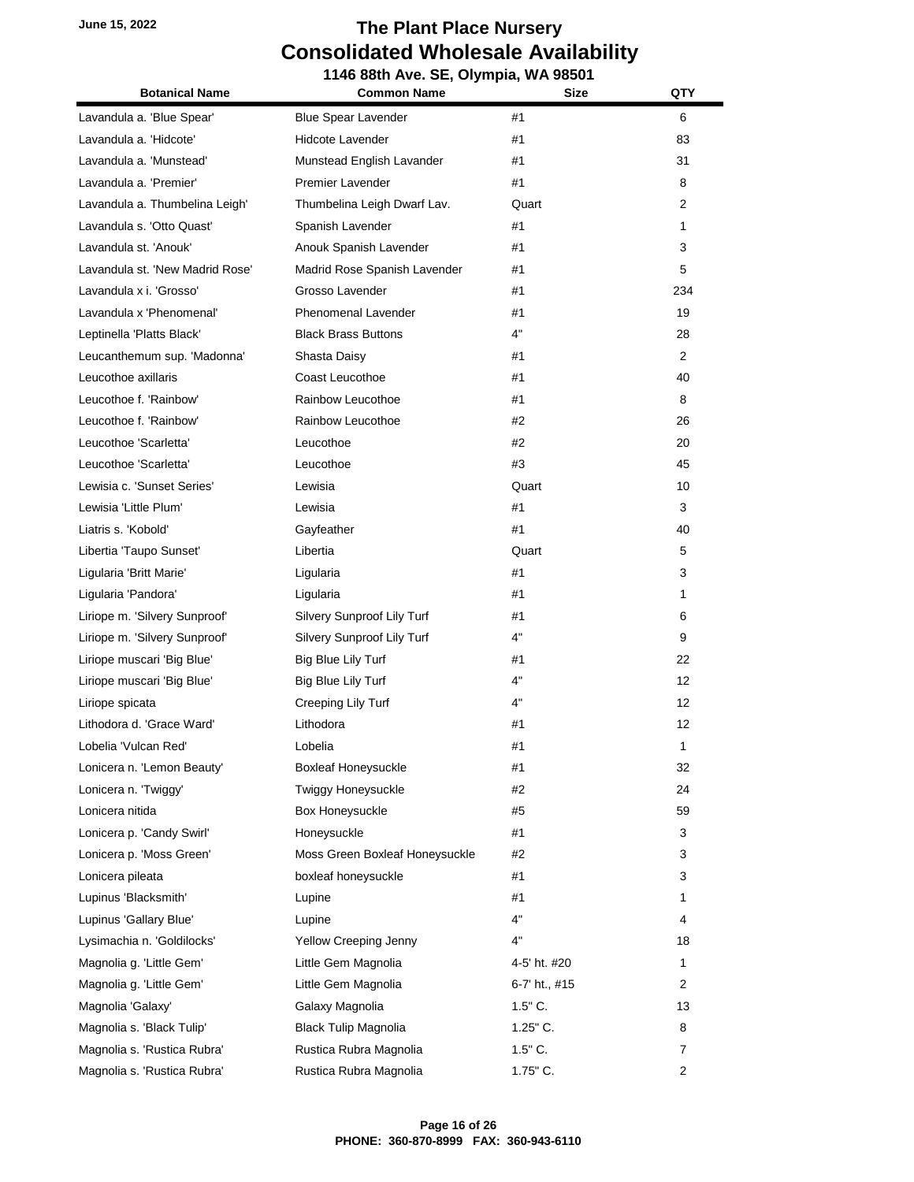June 15, 2022

# The Plant Place Nursery
## Consolidated Wholesale Availability
### 1146 88th Ave. SE, Olympia, WA 98501

| Botanical Name | Common Name | Size | QTY |
|---|---|---|---|
| Lavandula a. 'Blue Spear' | Blue Spear Lavender | #1 | 6 |
| Lavandula a. 'Hidcote' | Hidcote Lavender | #1 | 83 |
| Lavandula a. 'Munstead' | Munstead English Lavander | #1 | 31 |
| Lavandula a. 'Premier' | Premier Lavender | #1 | 8 |
| Lavandula a. Thumbelina Leigh' | Thumbelina Leigh Dwarf Lav. | Quart | 2 |
| Lavandula s. 'Otto Quast' | Spanish Lavender | #1 | 1 |
| Lavandula st. 'Anouk' | Anouk Spanish Lavender | #1 | 3 |
| Lavandula st. 'New Madrid Rose' | Madrid Rose Spanish Lavender | #1 | 5 |
| Lavandula x i. 'Grosso' | Grosso Lavender | #1 | 234 |
| Lavandula x 'Phenomenal' | Phenomenal Lavender | #1 | 19 |
| Leptinella 'Platts Black' | Black Brass Buttons | 4" | 28 |
| Leucanthemum sup. 'Madonna' | Shasta Daisy | #1 | 2 |
| Leucothoe axillaris | Coast Leucothoe | #1 | 40 |
| Leucothoe f. 'Rainbow' | Rainbow Leucothoe | #1 | 8 |
| Leucothoe f. 'Rainbow' | Rainbow Leucothoe | #2 | 26 |
| Leucothoe 'Scarletta' | Leucothoe | #2 | 20 |
| Leucothoe 'Scarletta' | Leucothoe | #3 | 45 |
| Lewisia c. 'Sunset Series' | Lewisia | Quart | 10 |
| Lewisia 'Little Plum' | Lewisia | #1 | 3 |
| Liatris s. 'Kobold' | Gayfeather | #1 | 40 |
| Libertia 'Taupo Sunset' | Libertia | Quart | 5 |
| Ligularia 'Britt Marie' | Ligularia | #1 | 3 |
| Ligularia 'Pandora' | Ligularia | #1 | 1 |
| Liriope m. 'Silvery Sunproof' | Silvery Sunproof Lily Turf | #1 | 6 |
| Liriope m. 'Silvery Sunproof' | Silvery Sunproof Lily Turf | 4" | 9 |
| Liriope muscari 'Big Blue' | Big Blue Lily Turf | #1 | 22 |
| Liriope muscari 'Big Blue' | Big Blue Lily Turf | 4" | 12 |
| Liriope spicata | Creeping Lily Turf | 4" | 12 |
| Lithodora d. 'Grace Ward' | Lithodora | #1 | 12 |
| Lobelia 'Vulcan Red' | Lobelia | #1 | 1 |
| Lonicera n. 'Lemon Beauty' | Boxleaf Honeysuckle | #1 | 32 |
| Lonicera n. 'Twiggy' | Twiggy Honeysuckle | #2 | 24 |
| Lonicera nitida | Box Honeysuckle | #5 | 59 |
| Lonicera p. 'Candy Swirl' | Honeysuckle | #1 | 3 |
| Lonicera p. 'Moss Green' | Moss Green Boxleaf Honeysuckle | #2 | 3 |
| Lonicera pileata | boxleaf honeysuckle | #1 | 3 |
| Lupinus 'Blacksmith' | Lupine | #1 | 1 |
| Lupinus 'Gallary Blue' | Lupine | 4" | 4 |
| Lysimachia n. 'Goldilocks' | Yellow Creeping Jenny | 4" | 18 |
| Magnolia g. 'Little Gem' | Little Gem Magnolia | 4-5' ht. #20 | 1 |
| Magnolia g. 'Little Gem' | Little Gem Magnolia | 6-7' ht., #15 | 2 |
| Magnolia 'Galaxy' | Galaxy Magnolia | 1.5" C. | 13 |
| Magnolia s. 'Black Tulip' | Black Tulip Magnolia | 1.25" C. | 8 |
| Magnolia s. 'Rustica Rubra' | Rustica Rubra Magnolia | 1.5" C. | 7 |
| Magnolia s. 'Rustica Rubra' | Rustica Rubra Magnolia | 1.75" C. | 2 |

PHONE: 360-870-8999 FAX: 360-943-6110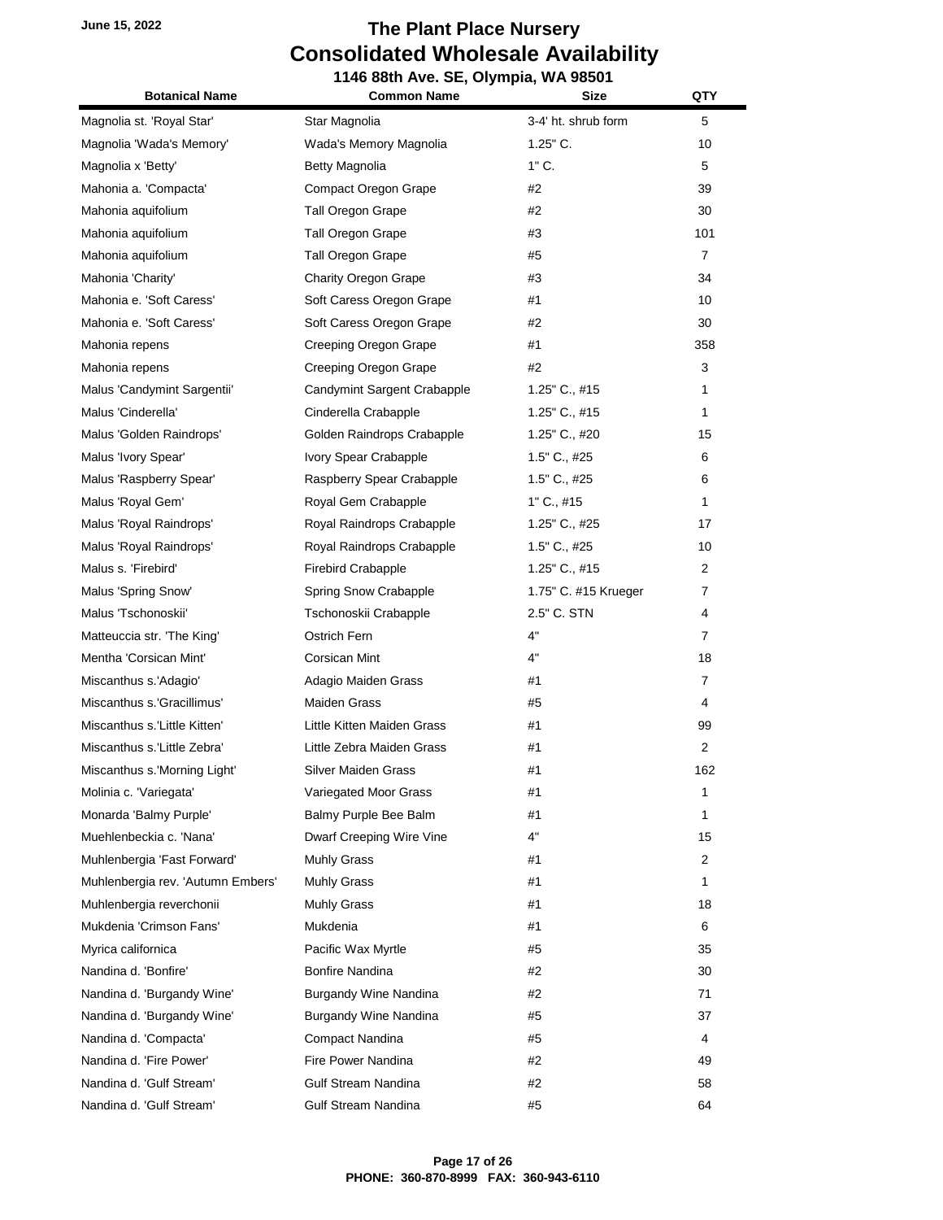# The Plant Place Nursery
## Consolidated Wholesale Availability
### 1146 88th Ave. SE, Olympia, WA 98501

June 15, 2022

| Botanical Name | Common Name | Size | QTY |
|---|---|---|---|
| Magnolia st. 'Royal Star' | Star Magnolia | 3-4' ht. shrub form | 5 |
| Magnolia 'Wada's Memory' | Wada's Memory Magnolia | 1.25" C. | 10 |
| Magnolia x 'Betty' | Betty Magnolia | 1" C. | 5 |
| Mahonia a. 'Compacta' | Compact Oregon Grape | #2 | 39 |
| Mahonia aquifolium | Tall Oregon Grape | #2 | 30 |
| Mahonia aquifolium | Tall Oregon Grape | #3 | 101 |
| Mahonia aquifolium | Tall Oregon Grape | #5 | 7 |
| Mahonia 'Charity' | Charity Oregon Grape | #3 | 34 |
| Mahonia e. 'Soft Caress' | Soft Caress Oregon Grape | #1 | 10 |
| Mahonia e. 'Soft Caress' | Soft Caress Oregon Grape | #2 | 30 |
| Mahonia repens | Creeping Oregon Grape | #1 | 358 |
| Mahonia repens | Creeping Oregon Grape | #2 | 3 |
| Malus 'Candymint Sargentii' | Candymint Sargent Crabapple | 1.25" C., #15 | 1 |
| Malus 'Cinderella' | Cinderella Crabapple | 1.25" C., #15 | 1 |
| Malus 'Golden Raindrops' | Golden Raindrops Crabapple | 1.25" C., #20 | 15 |
| Malus 'Ivory Spear' | Ivory Spear Crabapple | 1.5" C., #25 | 6 |
| Malus 'Raspberry Spear' | Raspberry Spear Crabapple | 1.5" C., #25 | 6 |
| Malus 'Royal Gem' | Royal Gem Crabapple | 1" C., #15 | 1 |
| Malus 'Royal Raindrops' | Royal Raindrops Crabapple | 1.25" C., #25 | 17 |
| Malus 'Royal Raindrops' | Royal Raindrops Crabapple | 1.5" C., #25 | 10 |
| Malus s. 'Firebird' | Firebird Crabapple | 1.25" C., #15 | 2 |
| Malus 'Spring Snow' | Spring Snow Crabapple | 1.75" C. #15 Krueger | 7 |
| Malus 'Tschonoskii' | Tschonoskii Crabapple | 2.5" C. STN | 4 |
| Matteuccia str. 'The King' | Ostrich Fern | 4" | 7 |
| Mentha 'Corsican Mint' | Corsican Mint | 4" | 18 |
| Miscanthus s.'Adagio' | Adagio Maiden Grass | #1 | 7 |
| Miscanthus s.'Gracillimus' | Maiden Grass | #5 | 4 |
| Miscanthus s.'Little Kitten' | Little Kitten Maiden Grass | #1 | 99 |
| Miscanthus s.'Little Zebra' | Little Zebra Maiden Grass | #1 | 2 |
| Miscanthus s.'Morning Light' | Silver Maiden Grass | #1 | 162 |
| Molinia c. 'Variegata' | Variegated Moor Grass | #1 | 1 |
| Monarda 'Balmy Purple' | Balmy Purple Bee Balm | #1 | 1 |
| Muehlenbeckia c. 'Nana' | Dwarf Creeping Wire Vine | 4" | 15 |
| Muhlenbergia 'Fast Forward' | Muhly Grass | #1 | 2 |
| Muhlenbergia rev. 'Autumn Embers' | Muhly Grass | #1 | 1 |
| Muhlenbergia reverchonii | Muhly Grass | #1 | 18 |
| Mukdenia 'Crimson Fans' | Mukdenia | #1 | 6 |
| Myrica californica | Pacific Wax Myrtle | #5 | 35 |
| Nandina d. 'Bonfire' | Bonfire Nandina | #2 | 30 |
| Nandina d. 'Burgandy Wine' | Burgandy Wine Nandina | #2 | 71 |
| Nandina d. 'Burgandy Wine' | Burgandy Wine Nandina | #5 | 37 |
| Nandina d. 'Compacta' | Compact Nandina | #5 | 4 |
| Nandina d. 'Fire Power' | Fire Power Nandina | #2 | 49 |
| Nandina d. 'Gulf Stream' | Gulf Stream Nandina | #2 | 58 |
| Nandina d. 'Gulf Stream' | Gulf Stream Nandina | #5 | 64 |

PHONE: 360-870-8999 FAX: 360-943-6110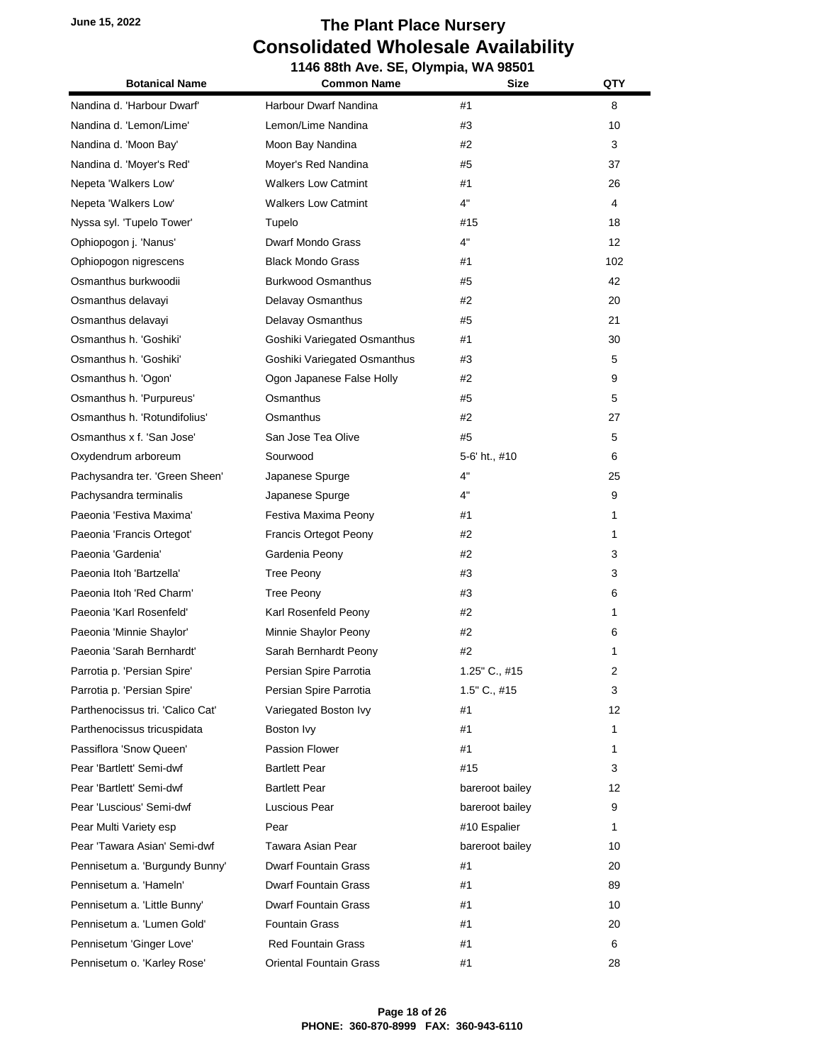June 15, 2022

# The Plant Place Nursery
## Consolidated Wholesale Availability
### 1146 88th Ave. SE, Olympia, WA 98501

| Botanical Name | Common Name | Size | QTY |
|---|---|---|---|
| Nandina d. 'Harbour Dwarf' | Harbour Dwarf Nandina | #1 | 8 |
| Nandina d. 'Lemon/Lime' | Lemon/Lime Nandina | #3 | 10 |
| Nandina d. 'Moon Bay' | Moon Bay Nandina | #2 | 3 |
| Nandina d. 'Moyer's Red' | Moyer's Red Nandina | #5 | 37 |
| Nepeta 'Walkers Low' | Walkers Low Catmint | #1 | 26 |
| Nepeta 'Walkers Low' | Walkers Low Catmint | 4" | 4 |
| Nyssa syl. 'Tupelo Tower' | Tupelo | #15 | 18 |
| Ophiopogon j. 'Nanus' | Dwarf Mondo Grass | 4" | 12 |
| Ophiopogon nigrescens | Black Mondo Grass | #1 | 102 |
| Osmanthus burkwoodii | Burkwood Osmanthus | #5 | 42 |
| Osmanthus delavayi | Delavay Osmanthus | #2 | 20 |
| Osmanthus delavayi | Delavay Osmanthus | #5 | 21 |
| Osmanthus h. 'Goshiki' | Goshiki Variegated Osmanthus | #1 | 30 |
| Osmanthus h. 'Goshiki' | Goshiki Variegated Osmanthus | #3 | 5 |
| Osmanthus h. 'Ogon' | Ogon Japanese False Holly | #2 | 9 |
| Osmanthus h. 'Purpureus' | Osmanthus | #5 | 5 |
| Osmanthus h. 'Rotundifolius' | Osmanthus | #2 | 27 |
| Osmanthus x f. 'San Jose' | San Jose Tea Olive | #5 | 5 |
| Oxydendrum arboreum | Sourwood | 5-6' ht., #10 | 6 |
| Pachysandra ter. 'Green Sheen' | Japanese Spurge | 4" | 25 |
| Pachysandra terminalis | Japanese Spurge | 4" | 9 |
| Paeonia 'Festiva Maxima' | Festiva Maxima Peony | #1 | 1 |
| Paeonia 'Francis Ortegot' | Francis Ortegot Peony | #2 | 1 |
| Paeonia 'Gardenia' | Gardenia Peony | #2 | 3 |
| Paeonia Itoh 'Bartzella' | Tree Peony | #3 | 3 |
| Paeonia Itoh 'Red Charm' | Tree Peony | #3 | 6 |
| Paeonia 'Karl Rosenfeld' | Karl Rosenfeld Peony | #2 | 1 |
| Paeonia 'Minnie Shaylor' | Minnie Shaylor Peony | #2 | 6 |
| Paeonia 'Sarah Bernhardt' | Sarah Bernhardt Peony | #2 | 1 |
| Parrotia p. 'Persian Spire' | Persian Spire Parrotia | 1.25" C., #15 | 2 |
| Parrotia p. 'Persian Spire' | Persian Spire Parrotia | 1.5" C., #15 | 3 |
| Parthenocissus tri. 'Calico Cat' | Variegated Boston Ivy | #1 | 12 |
| Parthenocissus tricuspidata | Boston Ivy | #1 | 1 |
| Passiflora 'Snow Queen' | Passion Flower | #1 | 1 |
| Pear 'Bartlett' Semi-dwf | Bartlett Pear | #15 | 3 |
| Pear 'Bartlett' Semi-dwf | Bartlett Pear | bareroot bailey | 12 |
| Pear 'Luscious' Semi-dwf | Luscious Pear | bareroot bailey | 9 |
| Pear Multi Variety esp | Pear | #10 Espalier | 1 |
| Pear 'Tawara Asian' Semi-dwf | Tawara Asian Pear | bareroot bailey | 10 |
| Pennisetum a. 'Burgundy Bunny' | Dwarf Fountain Grass | #1 | 20 |
| Pennisetum a. 'Hameln' | Dwarf Fountain Grass | #1 | 89 |
| Pennisetum a. 'Little Bunny' | Dwarf Fountain Grass | #1 | 10 |
| Pennisetum a. 'Lumen Gold' | Fountain Grass | #1 | 20 |
| Pennisetum 'Ginger Love' | Red Fountain Grass | #1 | 6 |
| Pennisetum o. 'Karley Rose' | Oriental Fountain Grass | #1 | 28 |

PHONE: 360-870-8999 FAX: 360-943-6110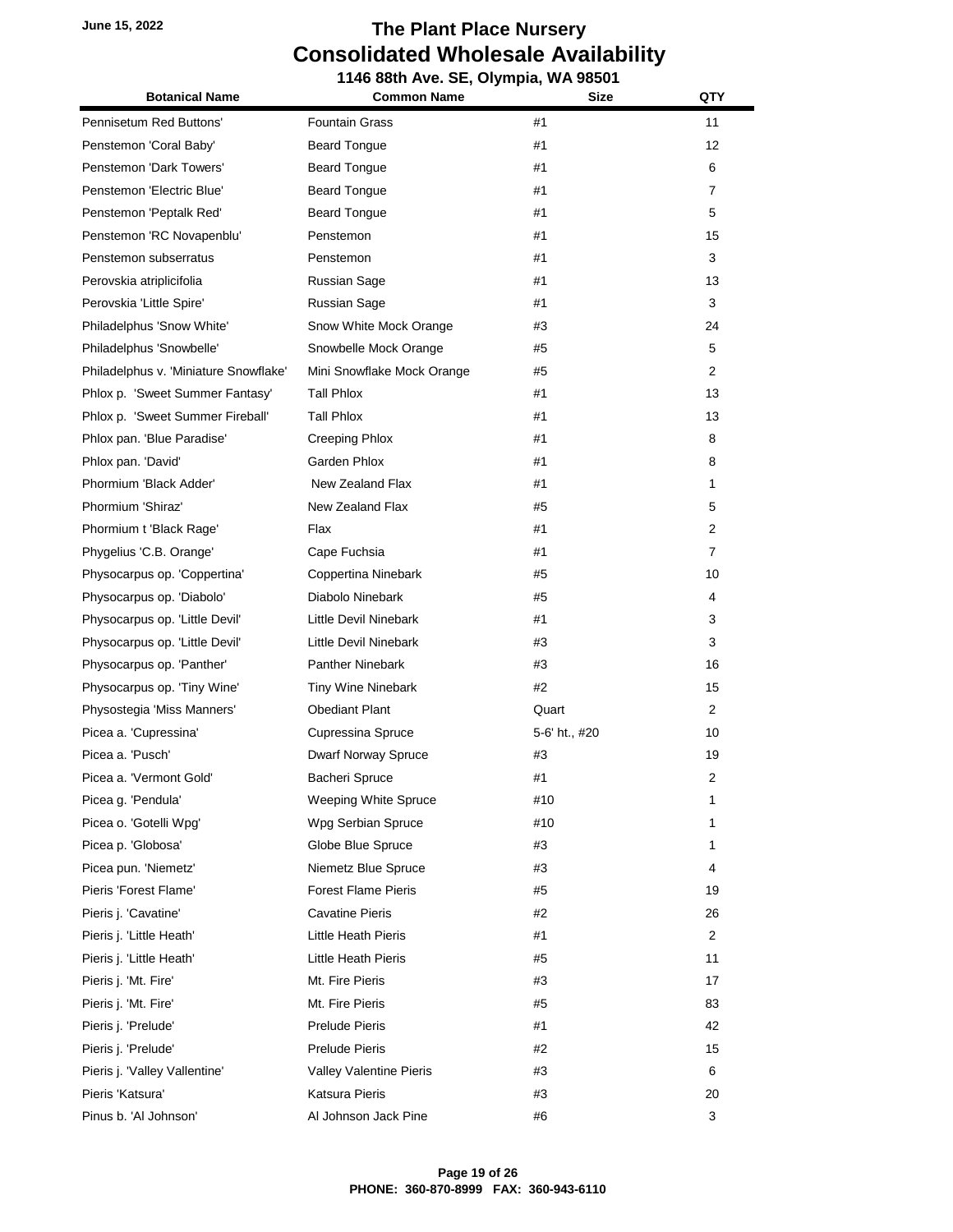June 15, 2022

# The Plant Place Nursery
## Consolidated Wholesale Availability
### 1146 88th Ave. SE, Olympia, WA 98501

| Botanical Name | Common Name | Size | QTY |
| --- | --- | --- | --- |
| Pennisetum Red Buttons' | Fountain Grass | #1 | 11 |
| Penstemon 'Coral Baby' | Beard Tongue | #1 | 12 |
| Penstemon 'Dark Towers' | Beard Tongue | #1 | 6 |
| Penstemon 'Electric Blue' | Beard Tongue | #1 | 7 |
| Penstemon 'Peptalk Red' | Beard Tongue | #1 | 5 |
| Penstemon 'RC Novapenblu' | Penstemon | #1 | 15 |
| Penstemon subserratus | Penstemon | #1 | 3 |
| Perovskia atriplicifolia | Russian Sage | #1 | 13 |
| Perovskia 'Little Spire' | Russian Sage | #1 | 3 |
| Philadelphus 'Snow White' | Snow White Mock Orange | #3 | 24 |
| Philadelphus 'Snowbelle' | Snowbelle Mock Orange | #5 | 5 |
| Philadelphus v. 'Miniature Snowflake' | Mini Snowflake Mock Orange | #5 | 2 |
| Phlox p. 'Sweet Summer Fantasy' | Tall Phlox | #1 | 13 |
| Phlox p. 'Sweet Summer Fireball' | Tall Phlox | #1 | 13 |
| Phlox pan. 'Blue Paradise' | Creeping Phlox | #1 | 8 |
| Phlox pan. 'David' | Garden Phlox | #1 | 8 |
| Phormium 'Black Adder' | New Zealand Flax | #1 | 1 |
| Phormium 'Shiraz' | New Zealand Flax | #5 | 5 |
| Phormium t 'Black Rage' | Flax | #1 | 2 |
| Phygelius 'C.B. Orange' | Cape Fuchsia | #1 | 7 |
| Physocarpus op. 'Coppertina' | Coppertina Ninebark | #5 | 10 |
| Physocarpus op. 'Diabolo' | Diabolo Ninebark | #5 | 4 |
| Physocarpus op. 'Little Devil' | Little Devil Ninebark | #1 | 3 |
| Physocarpus op. 'Little Devil' | Little Devil Ninebark | #3 | 3 |
| Physocarpus op. 'Panther' | Panther Ninebark | #3 | 16 |
| Physocarpus op. 'Tiny Wine' | Tiny Wine Ninebark | #2 | 15 |
| Physostegia 'Miss Manners' | Obediant Plant | Quart | 2 |
| Picea a. 'Cupressina' | Cupressina Spruce | 5-6' ht., #20 | 10 |
| Picea a. 'Pusch' | Dwarf Norway Spruce | #3 | 19 |
| Picea a. 'Vermont Gold' | Bacheri Spruce | #1 | 2 |
| Picea g. 'Pendula' | Weeping White Spruce | #10 | 1 |
| Picea o. 'Gotelli Wpg' | Wpg Serbian Spruce | #10 | 1 |
| Picea p. 'Globosa' | Globe Blue Spruce | #3 | 1 |
| Picea pun. 'Niemetz' | Niemetz Blue Spruce | #3 | 4 |
| Pieris 'Forest Flame' | Forest Flame Pieris | #5 | 19 |
| Pieris j. 'Cavatine' | Cavatine Pieris | #2 | 26 |
| Pieris j. 'Little Heath' | Little Heath Pieris | #1 | 2 |
| Pieris j. 'Little Heath' | Little Heath Pieris | #5 | 11 |
| Pieris j. 'Mt. Fire' | Mt. Fire Pieris | #3 | 17 |
| Pieris j. 'Mt. Fire' | Mt. Fire Pieris | #5 | 83 |
| Pieris j. 'Prelude' | Prelude Pieris | #1 | 42 |
| Pieris j. 'Prelude' | Prelude Pieris | #2 | 15 |
| Pieris j. 'Valley Vallentine' | Valley Valentine Pieris | #3 | 6 |
| Pieris 'Katsura' | Katsura Pieris | #3 | 20 |
| Pinus b. 'Al Johnson' | Al Johnson Jack Pine | #6 | 3 |

PHONE: 360-870-8999 FAX: 360-943-6110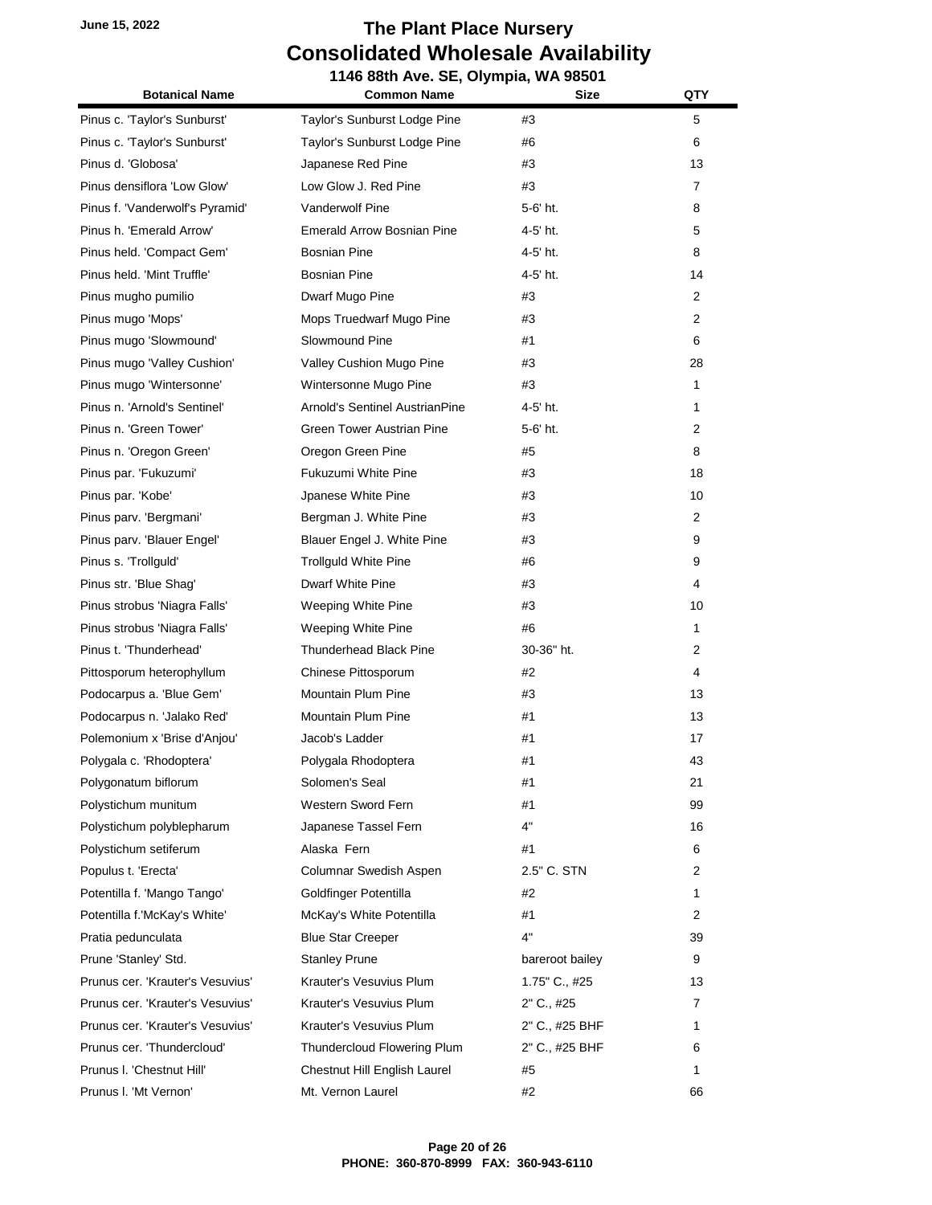# The Plant Place Nursery
## Consolidated Wholesale Availability
### 1146 88th Ave. SE, Olympia, WA 98501

June 15, 2022

| Botanical Name | Common Name | Size | QTY |
|---|---|---|---|
| Pinus c. 'Taylor's Sunburst' | Taylor's Sunburst Lodge Pine | #3 | 5 |
| Pinus c. 'Taylor's Sunburst' | Taylor's Sunburst Lodge Pine | #6 | 6 |
| Pinus d. 'Globosa' | Japanese Red Pine | #3 | 13 |
| Pinus densiflora 'Low Glow' | Low Glow J. Red Pine | #3 | 7 |
| Pinus f. 'Vanderwolf's Pyramid' | Vanderwolf Pine | 5-6' ht. | 8 |
| Pinus h. 'Emerald Arrow' | Emerald Arrow Bosnian Pine | 4-5' ht. | 5 |
| Pinus held. 'Compact Gem' | Bosnian Pine | 4-5' ht. | 8 |
| Pinus held. 'Mint Truffle' | Bosnian Pine | 4-5' ht. | 14 |
| Pinus mugho pumilio | Dwarf Mugo Pine | #3 | 2 |
| Pinus mugo 'Mops' | Mops Truedwarf Mugo Pine | #3 | 2 |
| Pinus mugo 'Slowmound' | Slowmound Pine | #1 | 6 |
| Pinus mugo 'Valley Cushion' | Valley Cushion Mugo Pine | #3 | 28 |
| Pinus mugo 'Wintersonne' | Wintersonne Mugo Pine | #3 | 1 |
| Pinus n. 'Arnold's Sentinel' | Arnold's Sentinel AustrianPine | 4-5' ht. | 1 |
| Pinus n. 'Green Tower' | Green Tower Austrian Pine | 5-6' ht. | 2 |
| Pinus n. 'Oregon Green' | Oregon Green Pine | #5 | 8 |
| Pinus par. 'Fukuzumi' | Fukuzumi White Pine | #3 | 18 |
| Pinus par. 'Kobe' | Jpanese White Pine | #3 | 10 |
| Pinus parv. 'Bergmani' | Bergman J. White Pine | #3 | 2 |
| Pinus parv. 'Blauer Engel' | Blauer Engel J. White Pine | #3 | 9 |
| Pinus s. 'Trollguld' | Trollguld White Pine | #6 | 9 |
| Pinus str. 'Blue Shag' | Dwarf White Pine | #3 | 4 |
| Pinus strobus 'Niagra Falls' | Weeping White Pine | #3 | 10 |
| Pinus strobus 'Niagra Falls' | Weeping White Pine | #6 | 1 |
| Pinus t. 'Thunderhead' | Thunderhead Black Pine | 30-36" ht. | 2 |
| Pittosporum heterophyllum | Chinese Pittosporum | #2 | 4 |
| Podocarpus a. 'Blue Gem' | Mountain Plum Pine | #3 | 13 |
| Podocarpus n. 'Jalako Red' | Mountain Plum Pine | #1 | 13 |
| Polemonium x 'Brise d'Anjou' | Jacob's Ladder | #1 | 17 |
| Polygala c. 'Rhodoptera' | Polygala Rhodoptera | #1 | 43 |
| Polygonatum biflorum | Solomen's Seal | #1 | 21 |
| Polystichum munitum | Western Sword Fern | #1 | 99 |
| Polystichum polyblepharum | Japanese Tassel Fern | 4" | 16 |
| Polystichum setiferum | Alaska Fern | #1 | 6 |
| Populus t. 'Erecta' | Columnar Swedish Aspen | 2.5" C. STN | 2 |
| Potentilla f. 'Mango Tango' | Goldfinger Potentilla | #2 | 1 |
| Potentilla f.'McKay's White' | McKay's White Potentilla | #1 | 2 |
| Pratia pedunculata | Blue Star Creeper | 4" | 39 |
| Prune 'Stanley' Std. | Stanley Prune | bareroot bailey | 9 |
| Prunus cer. 'Krauter's Vesuvius' | Krauter's Vesuvius Plum | 1.75" C., #25 | 13 |
| Prunus cer. 'Krauter's Vesuvius' | Krauter's Vesuvius Plum | 2" C., #25 | 7 |
| Prunus cer. 'Krauter's Vesuvius' | Krauter's Vesuvius Plum | 2" C., #25 BHF | 1 |
| Prunus cer. 'Thundercloud' | Thundercloud Flowering Plum | 2" C., #25 BHF | 6 |
| Prunus l. 'Chestnut Hill' | Chestnut Hill English Laurel | #5 | 1 |
| Prunus l. 'Mt Vernon' | Mt. Vernon Laurel | #2 | 66 |

PHONE: 360-870-8999 FAX: 360-943-6110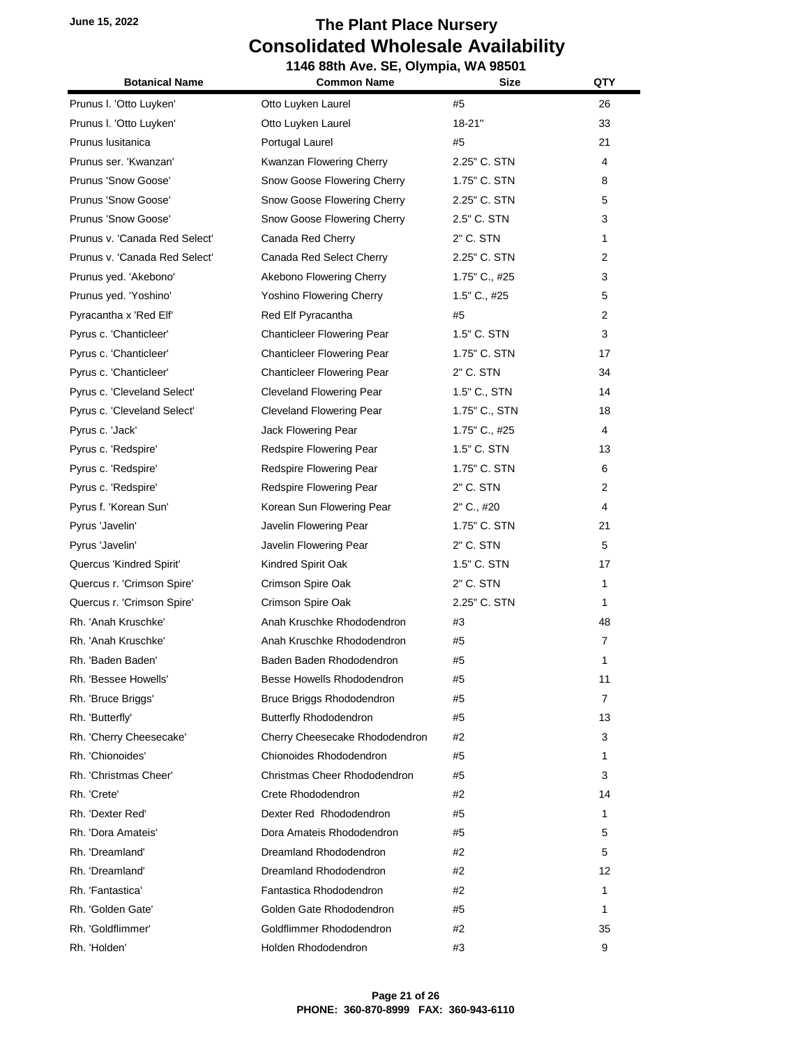June 15, 2022

# The Plant Place Nursery
## Consolidated Wholesale Availability
### 1146 88th Ave. SE, Olympia, WA 98501

| Botanical Name | Common Name | Size | QTY |
|---|---|---|---|
| Prunus l. 'Otto Luyken' | Otto Luyken Laurel | #5 | 26 |
| Prunus l. 'Otto Luyken' | Otto Luyken Laurel | 18-21" | 33 |
| Prunus lusitanica | Portugal Laurel | #5 | 21 |
| Prunus ser. 'Kwanzan' | Kwanzan Flowering Cherry | 2.25" C. STN | 4 |
| Prunus 'Snow Goose' | Snow Goose Flowering Cherry | 1.75" C. STN | 8 |
| Prunus 'Snow Goose' | Snow Goose Flowering Cherry | 2.25" C. STN | 5 |
| Prunus 'Snow Goose' | Snow Goose Flowering Cherry | 2.5" C. STN | 3 |
| Prunus v. 'Canada Red Select' | Canada Red Cherry | 2" C. STN | 1 |
| Prunus v. 'Canada Red Select' | Canada Red Select Cherry | 2.25" C. STN | 2 |
| Prunus yed. 'Akebono' | Akebono Flowering Cherry | 1.75" C., #25 | 3 |
| Prunus yed. 'Yoshino' | Yoshino Flowering Cherry | 1.5" C., #25 | 5 |
| Pyracantha x 'Red Elf' | Red Elf Pyracantha | #5 | 2 |
| Pyrus c. 'Chanticleer' | Chanticleer Flowering Pear | 1.5" C. STN | 3 |
| Pyrus c. 'Chanticleer' | Chanticleer Flowering Pear | 1.75" C. STN | 17 |
| Pyrus c. 'Chanticleer' | Chanticleer Flowering Pear | 2" C. STN | 34 |
| Pyrus c. 'Cleveland Select' | Cleveland Flowering Pear | 1.5" C., STN | 14 |
| Pyrus c. 'Cleveland Select' | Cleveland Flowering Pear | 1.75" C., STN | 18 |
| Pyrus c. 'Jack' | Jack Flowering Pear | 1.75" C., #25 | 4 |
| Pyrus c. 'Redspire' | Redspire Flowering Pear | 1.5" C. STN | 13 |
| Pyrus c. 'Redspire' | Redspire Flowering Pear | 1.75" C. STN | 6 |
| Pyrus c. 'Redspire' | Redspire Flowering Pear | 2" C. STN | 2 |
| Pyrus f. 'Korean Sun' | Korean Sun Flowering Pear | 2" C., #20 | 4 |
| Pyrus 'Javelin' | Javelin Flowering Pear | 1.75" C. STN | 21 |
| Pyrus 'Javelin' | Javelin Flowering Pear | 2" C. STN | 5 |
| Quercus 'Kindred Spirit' | Kindred Spirit Oak | 1.5" C. STN | 17 |
| Quercus r. 'Crimson Spire' | Crimson Spire Oak | 2" C. STN | 1 |
| Quercus r. 'Crimson Spire' | Crimson Spire Oak | 2.25" C. STN | 1 |
| Rh. 'Anah Kruschke' | Anah Kruschke Rhododendron | #3 | 48 |
| Rh. 'Anah Kruschke' | Anah Kruschke Rhododendron | #5 | 7 |
| Rh. 'Baden Baden' | Baden Baden Rhododendron | #5 | 1 |
| Rh. 'Bessee Howells' | Besse Howells Rhododendron | #5 | 11 |
| Rh. 'Bruce Briggs' | Bruce Briggs Rhododendron | #5 | 7 |
| Rh. 'Butterfly' | Butterfly Rhododendron | #5 | 13 |
| Rh. 'Cherry Cheesecake' | Cherry Cheesecake Rhododendron | #2 | 3 |
| Rh. 'Chionoides' | Chionoides Rhododendron | #5 | 1 |
| Rh. 'Christmas Cheer' | Christmas Cheer Rhododendron | #5 | 3 |
| Rh. 'Crete' | Crete Rhododendron | #2 | 14 |
| Rh. 'Dexter Red' | Dexter Red Rhododendron | #5 | 1 |
| Rh. 'Dora Amateis' | Dora Amateis Rhododendron | #5 | 5 |
| Rh. 'Dreamland' | Dreamland Rhododendron | #2 | 5 |
| Rh. 'Dreamland' | Dreamland Rhododendron | #2 | 12 |
| Rh. 'Fantastica' | Fantastica Rhododendron | #2 | 1 |
| Rh. 'Golden Gate' | Golden Gate Rhododendron | #5 | 1 |
| Rh. 'Goldflimmer' | Goldflimmer Rhododendron | #2 | 35 |
| Rh. 'Holden' | Holden Rhododendron | #3 | 9 |

**PHONE: 360-870-8999 FAX: 360-943-6110**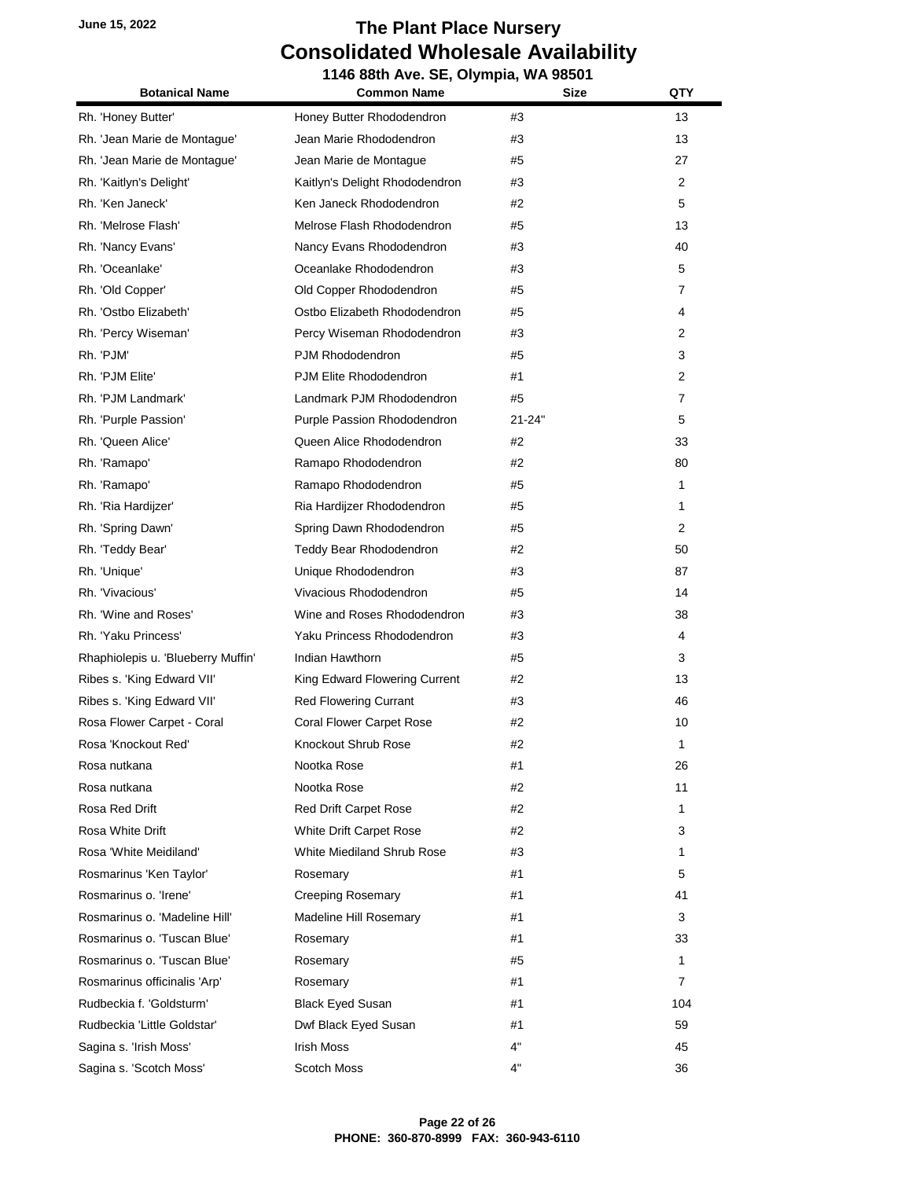June 15, 2022

# The Plant Place Nursery
## Consolidated Wholesale Availability
### 1146 88th Ave. SE, Olympia, WA 98501

| Botanical Name | Common Name | Size | QTY |
|---|---|---|---|
| Rh. 'Honey Butter' | Honey Butter Rhododendron | #3 | 13 |
| Rh. 'Jean Marie de Montague' | Jean Marie Rhododendron | #3 | 13 |
| Rh. 'Jean Marie de Montague' | Jean Marie de Montague | #5 | 27 |
| Rh. 'Kaitlyn's Delight' | Kaitlyn's Delight Rhododendron | #3 | 2 |
| Rh. 'Ken Janeck' | Ken Janeck Rhododendron | #2 | 5 |
| Rh. 'Melrose Flash' | Melrose Flash Rhododendron | #5 | 13 |
| Rh. 'Nancy Evans' | Nancy Evans Rhododendron | #3 | 40 |
| Rh. 'Oceanlake' | Oceanlake Rhododendron | #3 | 5 |
| Rh. 'Old Copper' | Old Copper Rhododendron | #5 | 7 |
| Rh. 'Ostbo Elizabeth' | Ostbo Elizabeth Rhododendron | #5 | 4 |
| Rh. 'Percy Wiseman' | Percy Wiseman Rhododendron | #3 | 2 |
| Rh. 'PJM' | PJM Rhododendron | #5 | 3 |
| Rh. 'PJM Elite' | PJM Elite Rhododendron | #1 | 2 |
| Rh. 'PJM Landmark' | Landmark PJM Rhododendron | #5 | 7 |
| Rh. 'Purple Passion' | Purple Passion Rhododendron | 21-24" | 5 |
| Rh. 'Queen Alice' | Queen Alice Rhododendron | #2 | 33 |
| Rh. 'Ramapo' | Ramapo Rhododendron | #2 | 80 |
| Rh. 'Ramapo' | Ramapo Rhododendron | #5 | 1 |
| Rh. 'Ria Hardijzer' | Ria Hardijzer Rhododendron | #5 | 1 |
| Rh. 'Spring Dawn' | Spring Dawn Rhododendron | #5 | 2 |
| Rh. 'Teddy Bear' | Teddy Bear Rhododendron | #2 | 50 |
| Rh. 'Unique' | Unique Rhododendron | #3 | 87 |
| Rh. 'Vivacious' | Vivacious Rhododendron | #5 | 14 |
| Rh. 'Wine and Roses' | Wine and Roses Rhododendron | #3 | 38 |
| Rh. 'Yaku Princess' | Yaku Princess Rhododendron | #3 | 4 |
| Rhaphiolepis u. 'Blueberry Muffin' | Indian Hawthorn | #5 | 3 |
| Ribes s. 'King Edward VII' | King Edward Flowering Current | #2 | 13 |
| Ribes s. 'King Edward VII' | Red Flowering Currant | #3 | 46 |
| Rosa Flower Carpet - Coral | Coral Flower Carpet Rose | #2 | 10 |
| Rosa 'Knockout Red' | Knockout Shrub Rose | #2 | 1 |
| Rosa nutkana | Nootka Rose | #1 | 26 |
| Rosa nutkana | Nootka Rose | #2 | 11 |
| Rosa Red Drift | Red Drift Carpet Rose | #2 | 1 |
| Rosa White Drift | White Drift Carpet Rose | #2 | 3 |
| Rosa 'White Meidiland' | White Miediland Shrub Rose | #3 | 1 |
| Rosmarinus 'Ken Taylor' | Rosemary | #1 | 5 |
| Rosmarinus o. 'Irene' | Creeping Rosemary | #1 | 41 |
| Rosmarinus o. 'Madeline Hill' | Madeline Hill Rosemary | #1 | 3 |
| Rosmarinus o. 'Tuscan Blue' | Rosemary | #1 | 33 |
| Rosmarinus o. 'Tuscan Blue' | Rosemary | #5 | 1 |
| Rosmarinus officinalis 'Arp' | Rosemary | #1 | 7 |
| Rudbeckia f. 'Goldsturm' | Black Eyed Susan | #1 | 104 |
| Rudbeckia 'Little Goldstar' | Dwf Black Eyed Susan | #1 | 59 |
| Sagina s. 'Irish Moss' | Irish Moss | 4" | 45 |
| Sagina s. 'Scotch Moss' | Scotch Moss | 4" | 36 |

**PHONE: 360-870-8999 FAX: 360-943-6110**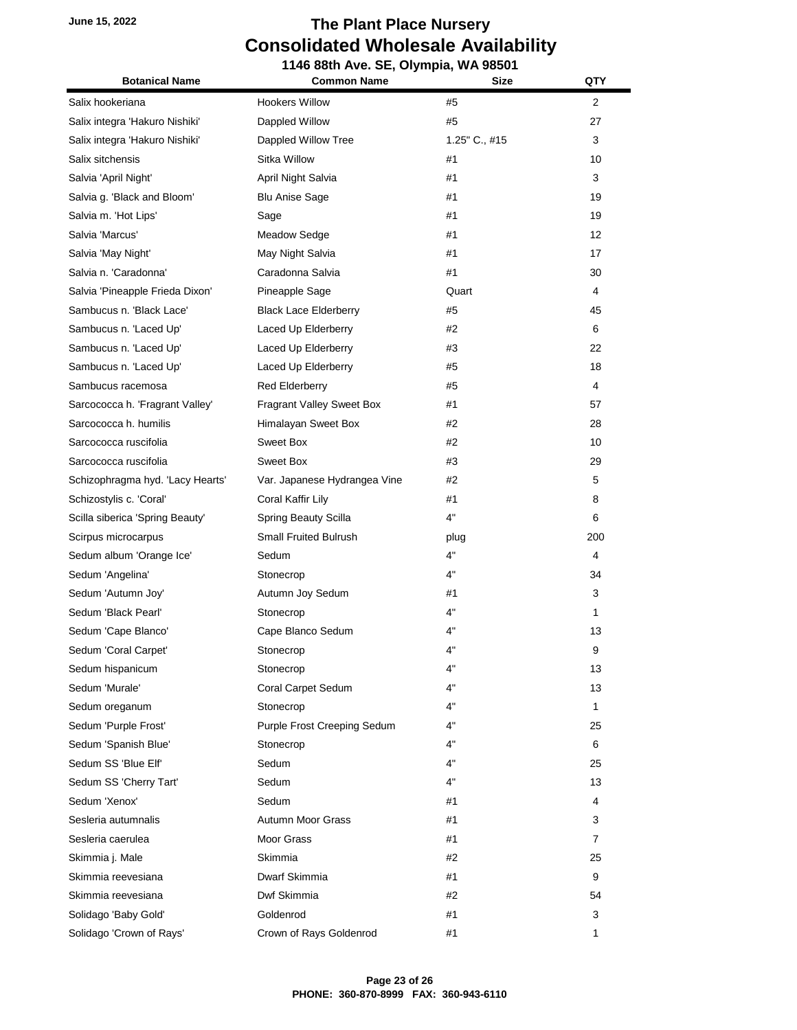**June 15, 2022**

# The Plant Place Nursery
## Consolidated Wholesale Availability
### 1146 88th Ave. SE, Olympia, WA 98501

| Botanical Name | Common Name | Size | QTY |
|---|---|---|---|
| Salix hookeriana | Hookers Willow | #5 | 2 |
| Salix integra 'Hakuro Nishiki' | Dappled Willow | #5 | 27 |
| Salix integra 'Hakuro Nishiki' | Dappled Willow Tree | 1.25" C., #15 | 3 |
| Salix sitchensis | Sitka Willow | #1 | 10 |
| Salvia 'April Night' | April Night Salvia | #1 | 3 |
| Salvia g. 'Black and Bloom' | Blu Anise Sage | #1 | 19 |
| Salvia m. 'Hot Lips' | Sage | #1 | 19 |
| Salvia 'Marcus' | Meadow Sedge | #1 | 12 |
| Salvia 'May Night' | May Night Salvia | #1 | 17 |
| Salvia n. 'Caradonna' | Caradonna Salvia | #1 | 30 |
| Salvia 'Pineapple Frieda Dixon' | Pineapple Sage | Quart | 4 |
| Sambucus n. 'Black Lace' | Black Lace Elderberry | #5 | 45 |
| Sambucus n. 'Laced Up' | Laced Up Elderberry | #2 | 6 |
| Sambucus n. 'Laced Up' | Laced Up Elderberry | #3 | 22 |
| Sambucus n. 'Laced Up' | Laced Up Elderberry | #5 | 18 |
| Sambucus racemosa | Red Elderberry | #5 | 4 |
| Sarcococca h. 'Fragrant Valley' | Fragrant Valley Sweet Box | #1 | 57 |
| Sarcococca h. humilis | Himalayan Sweet Box | #2 | 28 |
| Sarcococca ruscifolia | Sweet Box | #2 | 10 |
| Sarcococca ruscifolia | Sweet Box | #3 | 29 |
| Schizophragma hyd. 'Lacy Hearts' | Var. Japanese Hydrangea Vine | #2 | 5 |
| Schizostylis c. 'Coral' | Coral Kaffir Lily | #1 | 8 |
| Scilla siberica 'Spring Beauty' | Spring Beauty Scilla | 4" | 6 |
| Scirpus microcarpus | Small Fruited Bulrush | plug | 200 |
| Sedum album 'Orange Ice' | Sedum | 4" | 4 |
| Sedum 'Angelina' | Stonecrop | 4" | 34 |
| Sedum 'Autumn Joy' | Autumn Joy Sedum | #1 | 3 |
| Sedum 'Black Pearl' | Stonecrop | 4" | 1 |
| Sedum 'Cape Blanco' | Cape Blanco Sedum | 4" | 13 |
| Sedum 'Coral Carpet' | Stonecrop | 4" | 9 |
| Sedum hispanicum | Stonecrop | 4" | 13 |
| Sedum 'Murale' | Coral Carpet Sedum | 4" | 13 |
| Sedum oreganum | Stonecrop | 4" | 1 |
| Sedum 'Purple Frost' | Purple Frost Creeping Sedum | 4" | 25 |
| Sedum 'Spanish Blue' | Stonecrop | 4" | 6 |
| Sedum SS 'Blue Elf' | Sedum | 4" | 25 |
| Sedum SS 'Cherry Tart' | Sedum | 4" | 13 |
| Sedum 'Xenox' | Sedum | #1 | 4 |
| Sesleria autumnalis | Autumn Moor Grass | #1 | 3 |
| Sesleria caerulea | Moor Grass | #1 | 7 |
| Skimmia j. Male | Skimmia | #2 | 25 |
| Skimmia reevesiana | Dwarf Skimmia | #1 | 9 |
| Skimmia reevesiana | Dwf Skimmia | #2 | 54 |
| Solidago 'Baby Gold' | Goldenrod | #1 | 3 |
| Solidago 'Crown of Rays' | Crown of Rays Goldenrod | #1 | 1 |

**PHONE: 360-870-8999 FAX: 360-943-6110**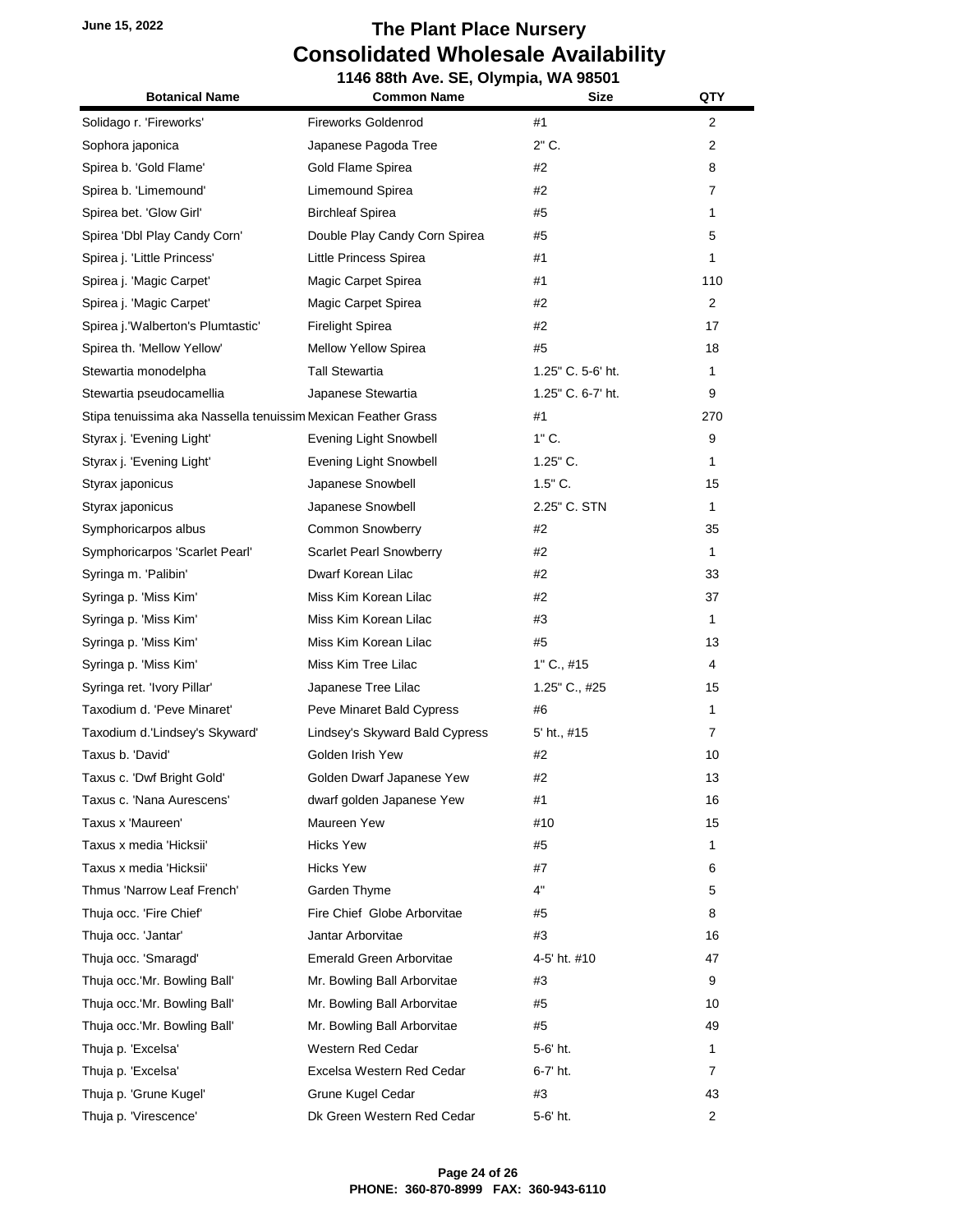June 15, 2022

# The Plant Place Nursery
## Consolidated Wholesale Availability
### 1146 88th Ave. SE, Olympia, WA 98501

| Botanical Name | Common Name | Size | QTY |
|---|---|---|---|
| Solidago r. 'Fireworks' | Fireworks Goldenrod | #1 | 2 |
| Sophora japonica | Japanese Pagoda Tree | 2" C. | 2 |
| Spirea b. 'Gold Flame' | Gold Flame Spirea | #2 | 8 |
| Spirea b. 'Limemound' | Limemound Spirea | #2 | 7 |
| Spirea bet. 'Glow Girl' | Birchleaf Spirea | #5 | 1 |
| Spirea 'Dbl Play Candy Corn' | Double Play Candy Corn Spirea | #5 | 5 |
| Spirea j. 'Little Princess' | Little Princess Spirea | #1 | 1 |
| Spirea j. 'Magic Carpet' | Magic Carpet Spirea | #1 | 110 |
| Spirea j. 'Magic Carpet' | Magic Carpet Spirea | #2 | 2 |
| Spirea j.'Walberton's Plumtastic' | Firelight Spirea | #2 | 17 |
| Spirea th. 'Mellow Yellow' | Mellow Yellow Spirea | #5 | 18 |
| Stewartia monodelpha | Tall Stewartia | 1.25" C. 5-6' ht. | 1 |
| Stewartia pseudocamellia | Japanese Stewartia | 1.25" C. 6-7' ht. | 9 |
| Stipa tenuissima aka Nassella tenuissim | Mexican Feather Grass | #1 | 270 |
| Styrax j. 'Evening Light' | Evening Light Snowbell | 1" C. | 9 |
| Styrax j. 'Evening Light' | Evening Light Snowbell | 1.25" C. | 1 |
| Styrax japonicus | Japanese Snowbell | 1.5" C. | 15 |
| Styrax japonicus | Japanese Snowbell | 2.25" C. STN | 1 |
| Symphoricarpos albus | Common Snowberry | #2 | 35 |
| Symphoricarpos 'Scarlet Pearl' | Scarlet Pearl Snowberry | #2 | 1 |
| Syringa m. 'Palibin' | Dwarf Korean Lilac | #2 | 33 |
| Syringa p. 'Miss Kim' | Miss Kim Korean Lilac | #2 | 37 |
| Syringa p. 'Miss Kim' | Miss Kim Korean Lilac | #3 | 1 |
| Syringa p. 'Miss Kim' | Miss Kim Korean Lilac | #5 | 13 |
| Syringa p. 'Miss Kim' | Miss Kim Tree Lilac | 1" C., #15 | 4 |
| Syringa ret. 'Ivory Pillar' | Japanese Tree Lilac | 1.25" C., #25 | 15 |
| Taxodium d. 'Peve Minaret' | Peve Minaret Bald Cypress | #6 | 1 |
| Taxodium d.'Lindsey's Skyward' | Lindsey's Skyward Bald Cypress | 5' ht., #15 | 7 |
| Taxus b. 'David' | Golden Irish Yew | #2 | 10 |
| Taxus c. 'Dwf Bright Gold' | Golden Dwarf Japanese Yew | #2 | 13 |
| Taxus c. 'Nana Aurescens' | dwarf golden Japanese Yew | #1 | 16 |
| Taxus x 'Maureen' | Maureen Yew | #10 | 15 |
| Taxus x media 'Hicksii' | Hicks Yew | #5 | 1 |
| Taxus x media 'Hicksii' | Hicks Yew | #7 | 6 |
| Thmus 'Narrow Leaf French' | Garden Thyme | 4" | 5 |
| Thuja occ. 'Fire Chief' | Fire Chief Globe Arborvitae | #5 | 8 |
| Thuja occ. 'Jantar' | Jantar Arborvitae | #3 | 16 |
| Thuja occ. 'Smaragd' | Emerald Green Arborvitae | 4-5' ht. #10 | 47 |
| Thuja occ.'Mr. Bowling Ball' | Mr. Bowling Ball Arborvitae | #3 | 9 |
| Thuja occ.'Mr. Bowling Ball' | Mr. Bowling Ball Arborvitae | #5 | 10 |
| Thuja occ.'Mr. Bowling Ball' | Mr. Bowling Ball Arborvitae | #5 | 49 |
| Thuja p. 'Excelsa' | Western Red Cedar | 5-6' ht. | 1 |
| Thuja p. 'Excelsa' | Excelsa Western Red Cedar | 6-7' ht. | 7 |
| Thuja p. 'Grune Kugel' | Grune Kugel Cedar | #3 | 43 |
| Thuja p. 'Virescence' | Dk Green Western Red Cedar | 5-6' ht. | 2 |

**PHONE: 360-870-8999 FAX: 360-943-6110**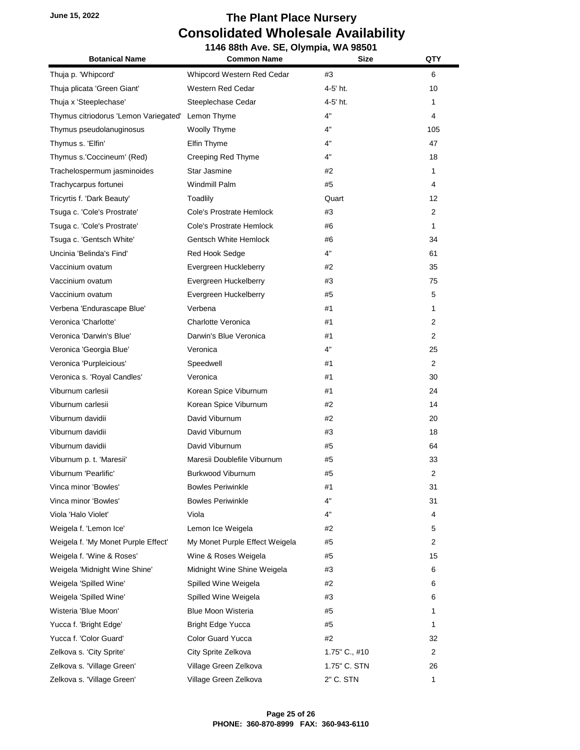# The Plant Place Nursery
## Consolidated Wholesale Availability
### 1146 88th Ave. SE, Olympia, WA 98501

June 15, 2022

| Botanical Name | Common Name | Size | QTY |
|---|---|---|---|
| Thuja p. 'Whipcord' | Whipcord Western Red Cedar | #3 | 6 |
| Thuja plicata 'Green Giant' | Western Red Cedar | 4-5' ht. | 10 |
| Thuja x 'Steeplechase' | Steeplechase Cedar | 4-5' ht. | 1 |
| Thymus citriodorus 'Lemon Variegated' | Lemon Thyme | 4" | 4 |
| Thymus pseudolanuginosus | Woolly Thyme | 4" | 105 |
| Thymus s. 'Elfin' | Elfin Thyme | 4" | 47 |
| Thymus s.'Coccineum' (Red) | Creeping Red Thyme | 4" | 18 |
| Trachelospermum jasminoides | Star Jasmine | #2 | 1 |
| Trachycarpus fortunei | Windmill Palm | #5 | 4 |
| Tricyrtis f. 'Dark Beauty' | Toadlily | Quart | 12 |
| Tsuga c. 'Cole's Prostrate' | Cole's Prostrate Hemlock | #3 | 2 |
| Tsuga c. 'Cole's Prostrate' | Cole's Prostrate Hemlock | #6 | 1 |
| Tsuga c. 'Gentsch White' | Gentsch White Hemlock | #6 | 34 |
| Uncinia 'Belinda's Find' | Red Hook Sedge | 4" | 61 |
| Vaccinium ovatum | Evergreen Huckleberry | #2 | 35 |
| Vaccinium ovatum | Evergreen Huckelberry | #3 | 75 |
| Vaccinium ovatum | Evergreen Huckelberry | #5 | 5 |
| Verbena 'Endurascape Blue' | Verbena | #1 | 1 |
| Veronica 'Charlotte' | Charlotte Veronica | #1 | 2 |
| Veronica 'Darwin's Blue' | Darwin's Blue Veronica | #1 | 2 |
| Veronica 'Georgia Blue' | Veronica | 4" | 25 |
| Veronica 'Purpleicious' | Speedwell | #1 | 2 |
| Veronica s. 'Royal Candles' | Veronica | #1 | 30 |
| Viburnum carlesii | Korean Spice Viburnum | #1 | 24 |
| Viburnum carlesii | Korean Spice Viburnum | #2 | 14 |
| Viburnum davidii | David Viburnum | #2 | 20 |
| Viburnum davidii | David Viburnum | #3 | 18 |
| Viburnum davidii | David Viburnum | #5 | 64 |
| Viburnum p. t. 'Maresii' | Maresii Doublefile Viburnum | #5 | 33 |
| Viburnum 'Pearlific' | Burkwood Viburnum | #5 | 2 |
| Vinca minor 'Bowles' | Bowles Periwinkle | #1 | 31 |
| Vinca minor 'Bowles' | Bowles Periwinkle | 4" | 31 |
| Viola 'Halo Violet' | Viola | 4" | 4 |
| Weigela f. 'Lemon Ice' | Lemon Ice Weigela | #2 | 5 |
| Weigela f. 'My Monet Purple Effect' | My Monet Purple Effect Weigela | #5 | 2 |
| Weigela f. 'Wine & Roses' | Wine & Roses Weigela | #5 | 15 |
| Weigela 'Midnight Wine Shine' | Midnight Wine Shine Weigela | #3 | 6 |
| Weigela 'Spilled Wine' | Spilled Wine Weigela | #2 | 6 |
| Weigela 'Spilled Wine' | Spilled Wine Weigela | #3 | 6 |
| Wisteria 'Blue Moon' | Blue Moon Wisteria | #5 | 1 |
| Yucca f. 'Bright Edge' | Bright Edge Yucca | #5 | 1 |
| Yucca f. 'Color Guard' | Color Guard Yucca | #2 | 32 |
| Zelkova s. 'City Sprite' | City Sprite Zelkova | 1.75" C., #10 | 2 |
| Zelkova s. 'Village Green' | Village Green Zelkova | 1.75" C. STN | 26 |
| Zelkova s. 'Village Green' | Village Green Zelkova | 2" C. STN | 1 |

PHONE: 360-870-8999 FAX: 360-943-6110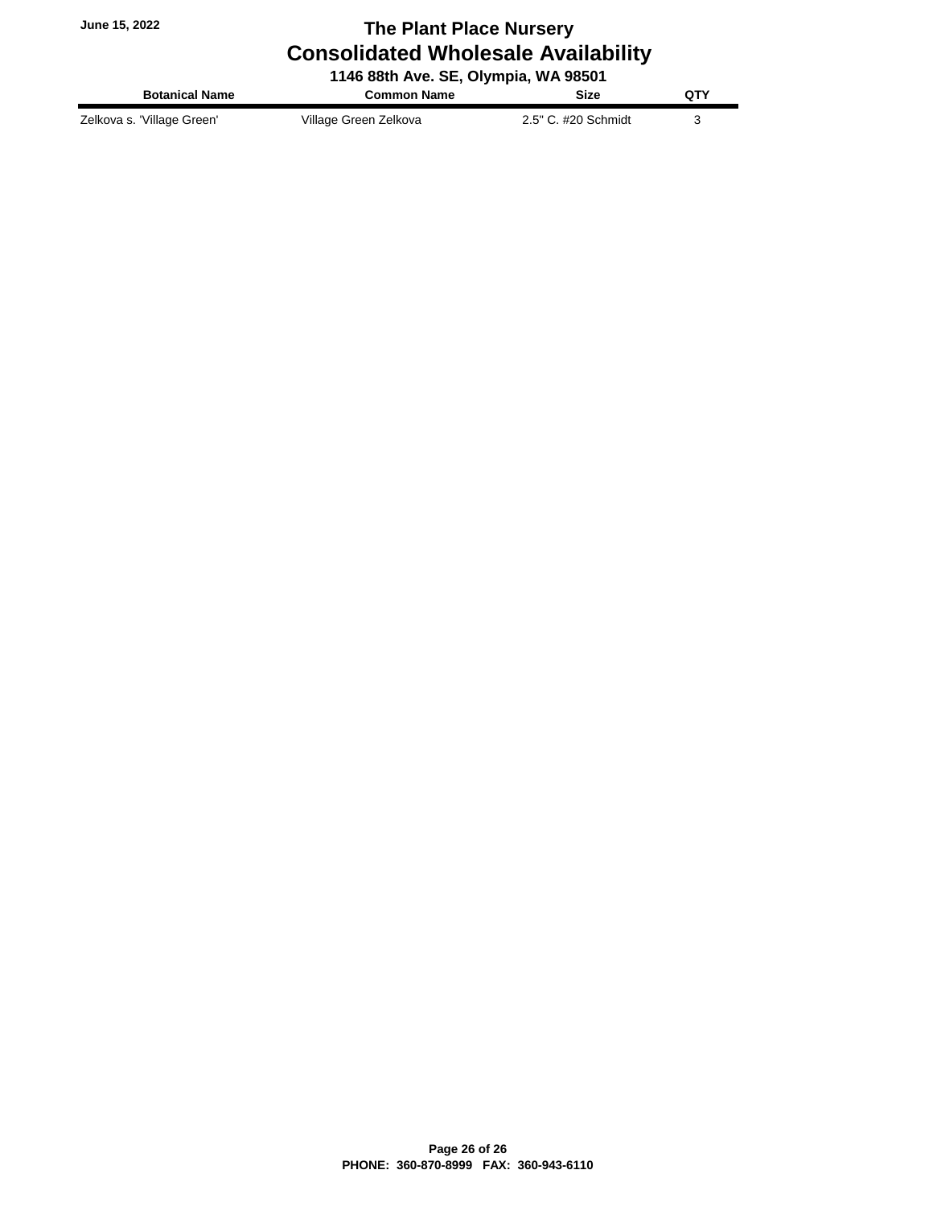| Botanical Name | Common Name | Size | QTY |
|---|---|---|---|
| Zelkova s. 'Village Green' | Village Green Zelkova | 2.5" C. #20 Schmidt | 3 |